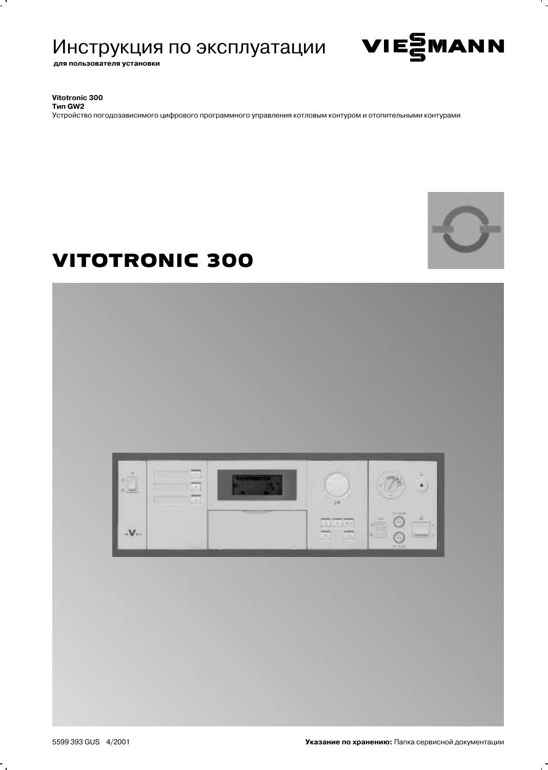# Инструкция по эксплуатации

**для пользователя установки**

**Vitotronic 300**
**Тип GW2**
Устройство погодозависимого цифрового программного управления котловым контуром и отопительными контурами

# VITOTRONIC 300

5599 393 GUS 4/2001

**Указание по хранению:** Папка сервисной документации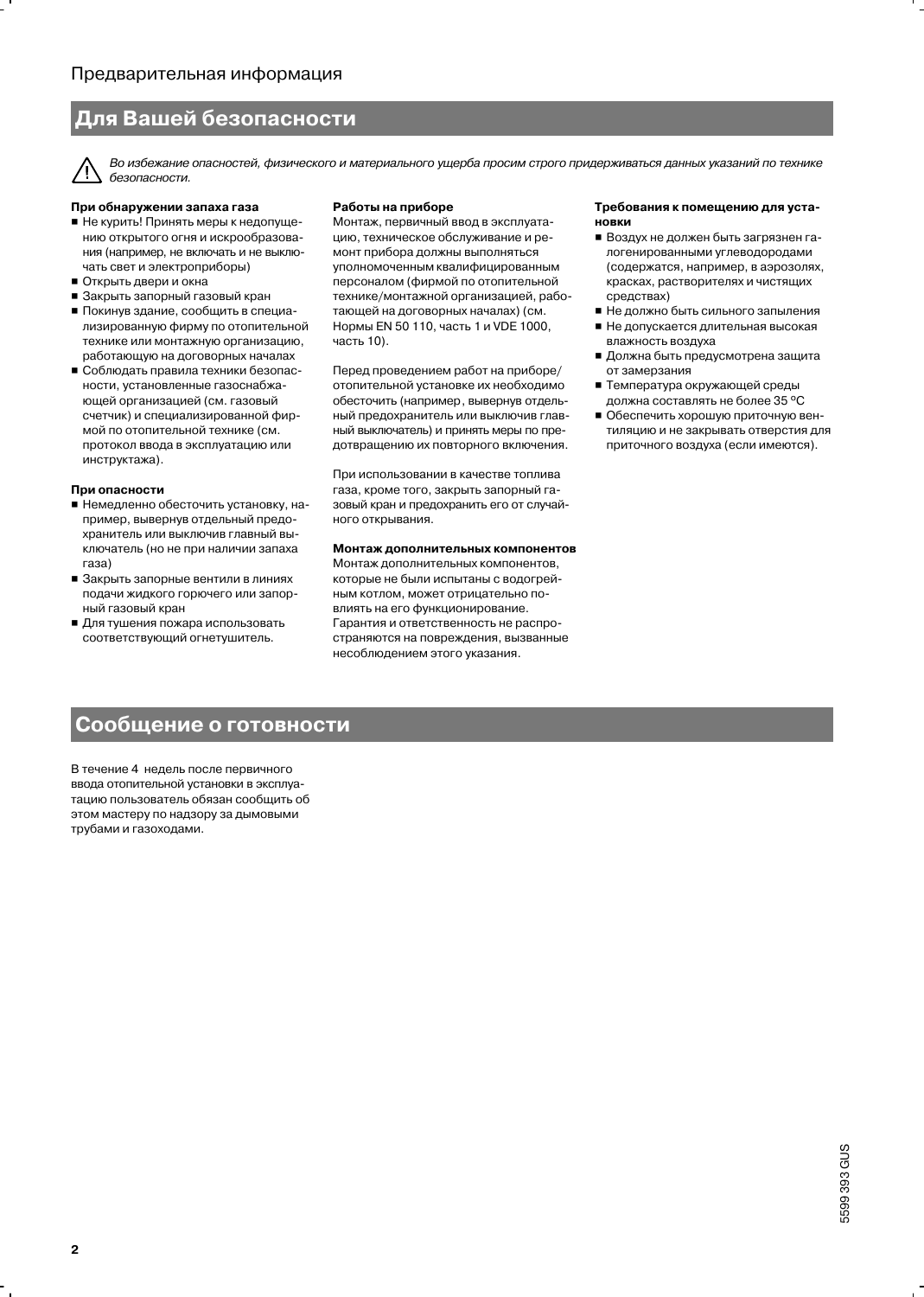Предварительная информация

## Для Вашей безопасности

⚠ *Во избежание опасностей, физического и материального ущерба просим строго придерживаться данных указаний по технике безопасности.*

**При обнаружении запаха газа**

- Не курить! Принять меры к недопущению открытого огня и искрообразования (например, не включать и не выключать свет и электроприборы)
- Открыть двери и окна
- Закрыть запорный газовый кран
- Покинув здание, сообщить в специализированную фирму по отопительной технике или монтажную организацию, работающую на договорных началах
- Соблюдать правила техники безопасности, установленные газоснабжающей организацией (см. газовый счетчик) и специализированной фирмой по отопительной технике (см. протокол ввода в эксплуатацию или инструктажа).

**При опасности**

- Немедленно обесточить установку, например, вывернув отдельный предохранитель или выключив главный выключатель (но не при наличии запаха газа)
- Закрыть запорные вентили в линиях подачи жидкого горючего или запорный газовый кран
- Для тушения пожара использовать соответствующий огнетушитель.

**Работы на приборе**

Монтаж, первичный ввод в эксплуатацию, техническое обслуживание и ремонт прибора должны выполняться уполномоченным квалифицированным персоналом (фирмой по отопительной технике/монтажной организацией, работающей на договорных началах) (см. Нормы EN 50 110, часть 1 и VDE 1000, часть 10).

Перед проведением работ на приборе/отопительной установке их необходимо обесточить (например, вывернув отдельный предохранитель или выключив главный выключатель) и принять меры по предотвращению их повторного включения.

При использовании в качестве топлива газа, кроме того, закрыть запорный газовый кран и предохранить его от случайного открывания.

**Монтаж дополнительных компонентов**

Монтаж дополнительных компонентов, которые не были испытаны с водогрейным котлом, может отрицательно повлиять на его функционирование. Гарантия и ответственность не распространяются на повреждения, вызванные несоблюдением этого указания.

**Требования к помещению для установки**

- Воздух не должен быть загрязнен галогенированными углеводородами (содержатся, например, в аэрозолях, красках, растворителях и чистящих средствах)
- Не должно быть сильного запыления
- Не допускается длительная высокая влажность воздуха
- Должна быть предусмотрена защита от замерзания
- Температура окружающей среды должна составлять не более 35 °C
- Обеспечить хорошую приточную вентиляцию и не закрывать отверстия для приточного воздуха (если имеются).

## Сообщение о готовности

В течение 4 недель после первичного ввода отопительной установки в эксплуатацию пользователь обязан сообщить об этом мастеру по надзору за дымовыми трубами и газоходами.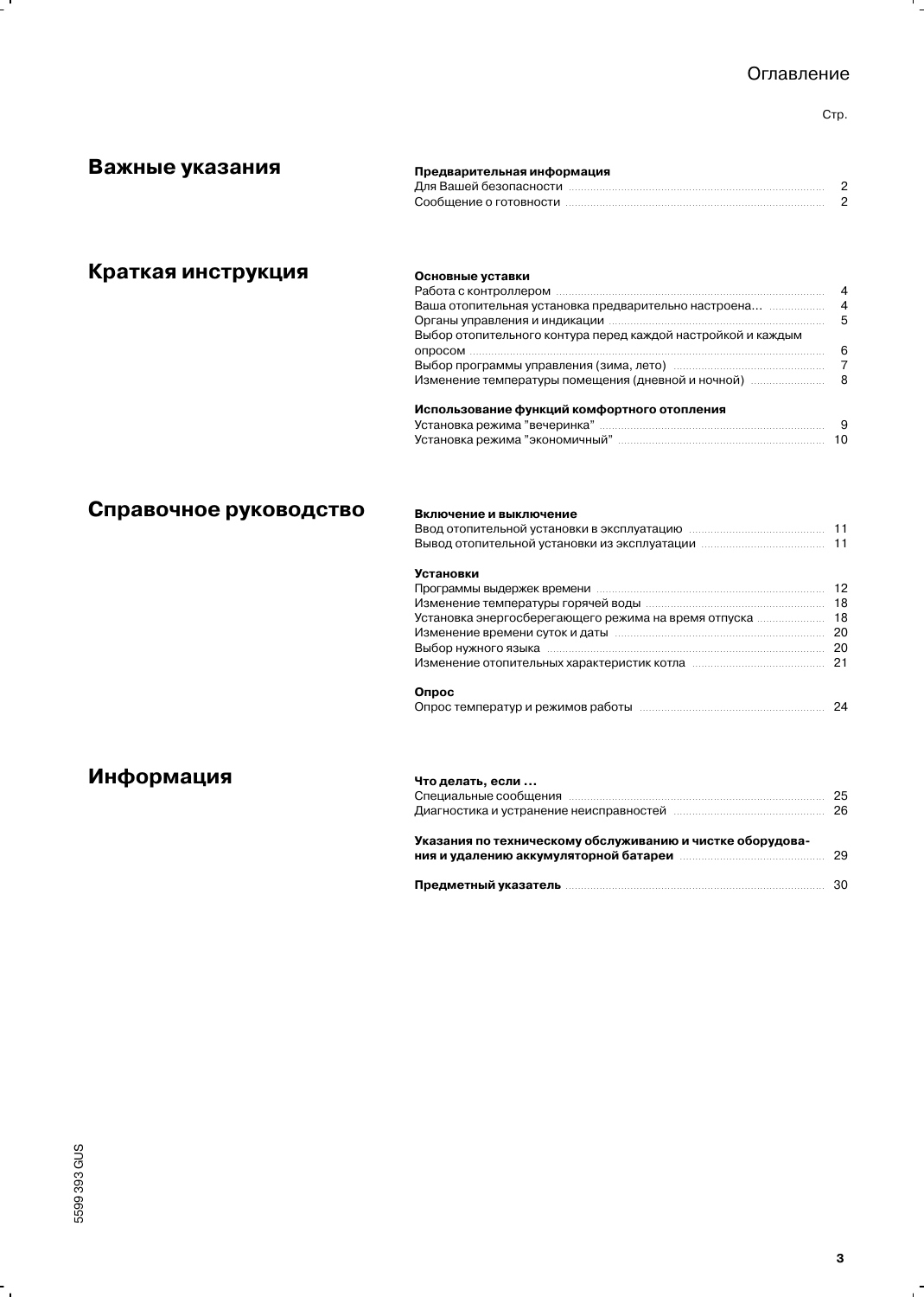# Оглавление

Стр.

## Важные указания

**Предварительная информация**

| | |
|---|---|
| Для Вашей безопасности | 2 |
| Сообщение о готовности | 2 |

## Краткая инструкция

**Основные уставки**

| | |
|---|---|
| Работа с контроллером | 4 |
| Ваша отопительная установка предварительно настроена... | 4 |
| Органы управления и индикации | 5 |
| Выбор отопительного контура перед каждой настройкой и каждым опросом | 6 |
| Выбор программы управления (зима, лето) | 7 |
| Изменение температуры помещения (дневной и ночной) | 8 |

**Использование функций комфортного отопления**

| | |
|---|---|
| Установка режима "вечеринка" | 9 |
| Установка режима "экономичный" | 10 |

## Справочное руководство

**Включение и выключение**

| | |
|---|---|
| Ввод отопительной установки в эксплуатацию | 11 |
| Вывод отопительной установки из эксплуатации | 11 |

**Установки**

| | |
|---|---|
| Программы выдержек времени | 12 |
| Изменение температуры горячей воды | 18 |
| Установка энергосберегающего режима на время отпуска | 18 |
| Изменение времени суток и даты | 20 |
| Выбор нужного языка | 20 |
| Изменение отопительных характеристик котла | 21 |

**Опрос**

| | |
|---|---|
| Опрос температур и режимов работы | 24 |

## Информация

**Что делать, если ...**

| | |
|---|---|
| Специальные сообщения | 25 |
| Диагностика и устранение неисправностей | 26 |

| | |
|---|---|
| **Указания по техническому обслуживанию и чистке оборудования и удалению аккумуляторной батареи** | 29 |
| **Предметный указатель** | 30 |

5599 393 GUS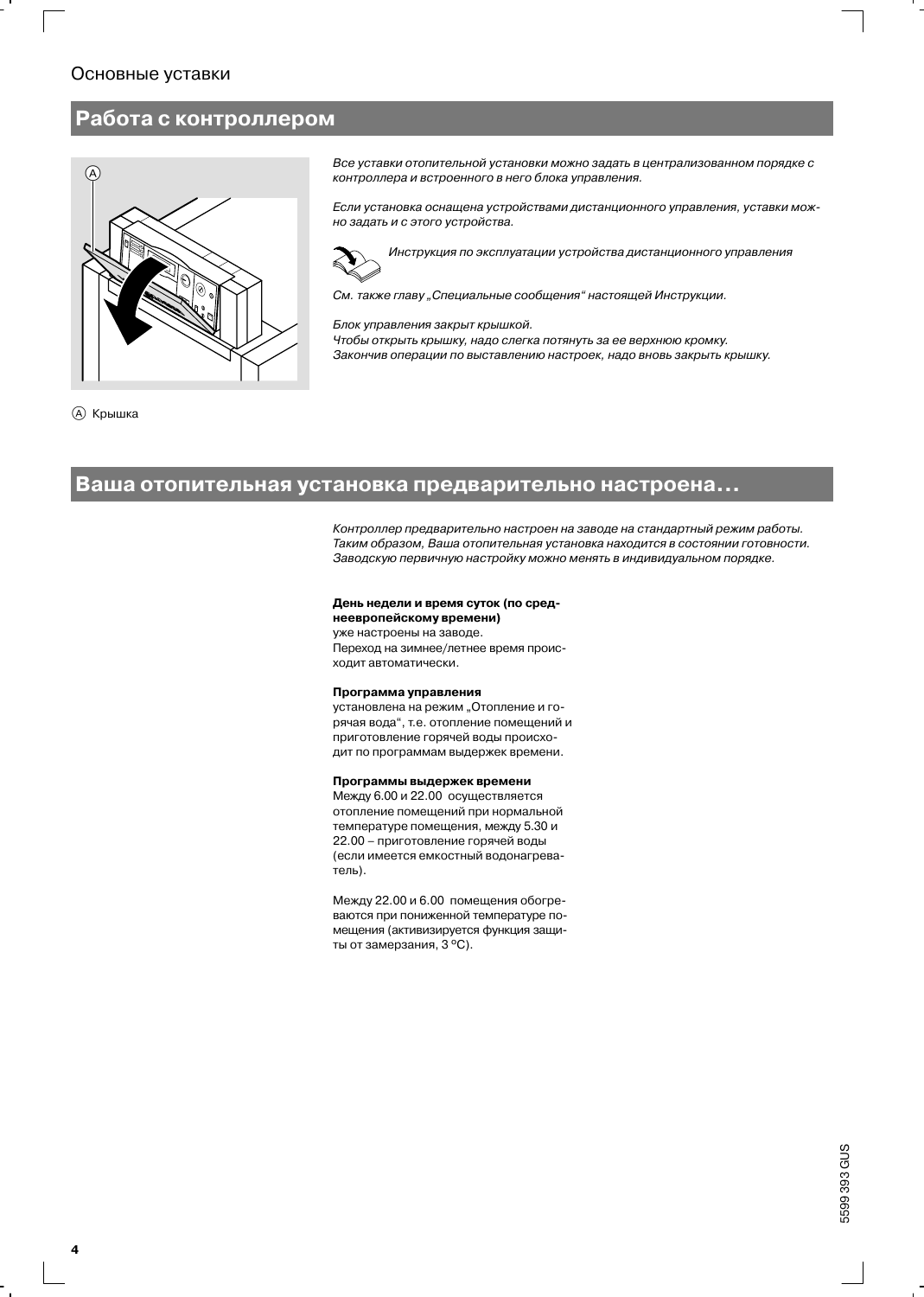Основные уставки

## Работа с контроллером

Ⓐ Крышка

*Все уставки отопительной установки можно задать в централизованном порядке с контроллера и встроенного в него блока управления.*

*Если установка оснащена устройствами дистанционного управления, уставки можно задать и с этого устройства.*

*Инструкция по эксплуатации устройства дистанционного управления*

*См. также главу „Специальные сообщения“ настоящей Инструкции.*

*Блок управления закрыт крышкой.*
*Чтобы открыть крышку, надо слегка потянуть за ее верхнюю кромку.*
*Закончив операции по выставлению настроек, надо вновь закрыть крышку.*

## Ваша отопительная установка предварительно настроена...

*Контроллер предварительно настроен на заводе на стандартный режим работы. Таким образом, Ваша отопительная установка находится в состоянии готовности. Заводскую первичную настройку можно менять в индивидуальном порядке.*

**День недели и время суток (по среднеевропейскому времени)**
уже настроены на заводе.
Переход на зимнее/летнее время происходит автоматически.

**Программа управления**
установлена на режим „Отопление и горячая вода“, т.е. отопление помещений и приготовление горячей воды происходит по программам выдержек времени.

**Программы выдержек времени**
Между 6.00 и 22.00 осуществляется отопление помещений при нормальной температуре помещения, между 5.30 и 22.00 – приготовление горячей воды (если имеется емкостный водонагреватель).

Между 22.00 и 6.00 помещения обогреваются при пониженной температуре помещения (активизируется функция защиты от замерзания, 3 °C).

5599 393 GUS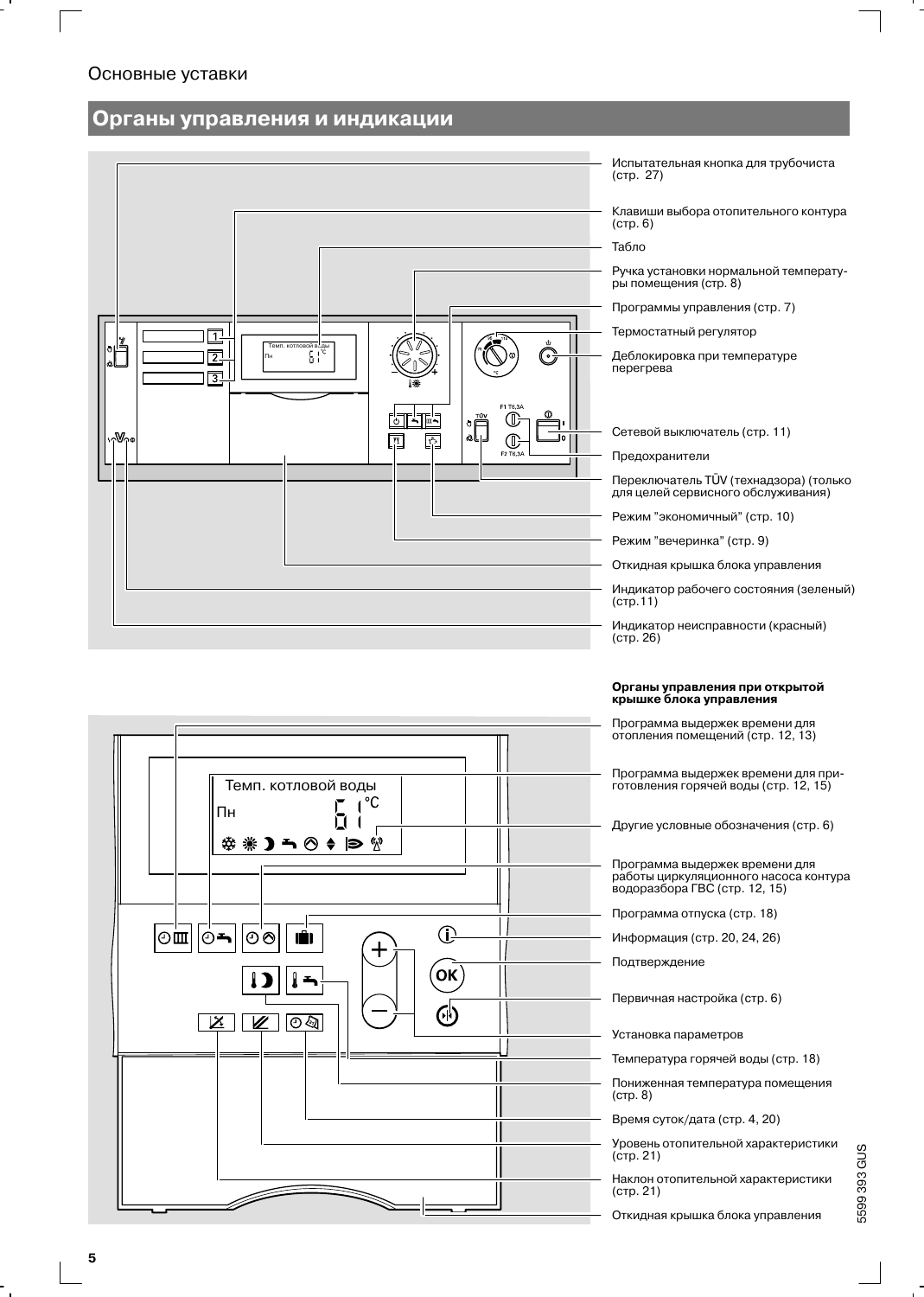Основные уставки

## Органы управления и индикации

- Испытательная кнопка для трубочиста (стр. 27)
- Клавиши выбора отопительного контура (стр. 6)
- Табло
- Ручка установки нормальной температуры помещения (стр. 8)
- Программы управления (стр. 7)
- Термостатный регулятор
- Деблокировка при температуре перегрева
- Сетевой выключатель (стр. 11)
- Предохранители
- Переключатель TÜV (технадзора) (только для целей сервисного обслуживания)
- Режим "экономичный" (стр. 10)
- Режим "вечеринка" (стр. 9)
- Откидная крышка блока управления
- Индикатор рабочего состояния (зеленый) (стр.11)
- Индикатор неисправности (красный) (стр. 26)

**Органы управления при открытой крышке блока управления**

- Программа выдержек времени для отопления помещений (стр. 12, 13)
- Программа выдержек времени для приготовления горячей воды (стр. 12, 15)
- Другие условные обозначения (стр. 6)
- Программа выдержек времени для работы циркуляционного насоса контура водоразбора ГВС (стр. 12, 15)
- Программа отпуска (стр. 18)
- Информация (стр. 20, 24, 26)
- Подтверждение
- Первичная настройка (стр. 6)
- Установка параметров
- Температура горячей воды (стр. 18)
- Пониженная температура помещения (стр. 8)
- Время суток/дата (стр. 4, 20)
- Уровень отопительной характеристики (стр. 21)
- Наклон отопительной характеристики (стр. 21)
- Откидная крышка блока управления

5599 393 GUS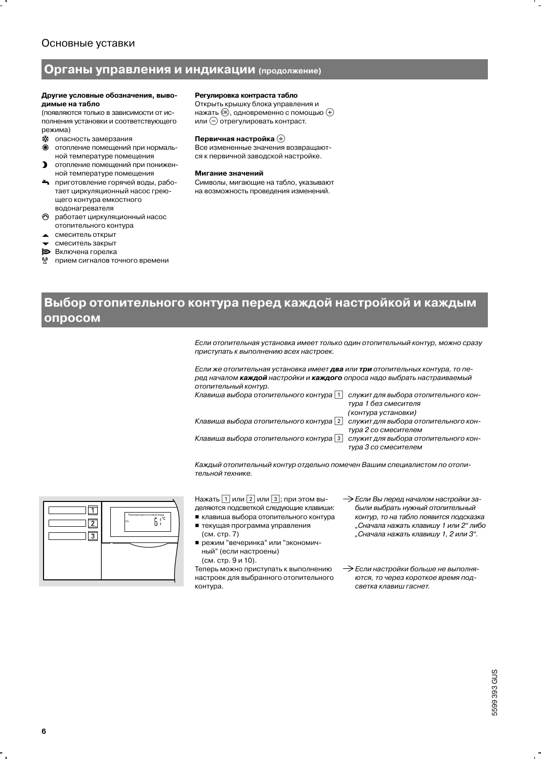## Органы управления и индикации (продолжение)

**Другие условные обозначения, выводимые на табло**
(появляются только в зависимости от исполнения установки и соответствующего режима)

- опасность замерзания
- отопление помещений при нормальной температуре помещения
- отопление помещений при пониженной температуре помещения
- приготовление горячей воды, работает циркуляционный насос греющего контура емкостного водонагревателя
- работает циркуляционный насос отопительного контура
- смеситель открыт
- смеситель закрыт
- Включена горелка
- прием сигналов точного времени

**Регулировка контраста табло**
Открыть крышку блока управления и нажать (OK), одновременно с помощью (+) или (−) отрегулировать контраст.

**Первичная настройка**
Все измененные значения возвращаются к первичной заводской настройке.

**Мигание значений**
Символы, мигающие на табло, указывают на возможность проведения изменений.

## Выбор отопительного контура перед каждой настройкой и каждым опросом

*Если отопительная установка имеет только один отопительный контур, можно сразу приступать к выполнению всех настроек.*

*Если же отопительная установка имеет* ***два*** *или* ***три*** *отопительных контура, то перед началом* ***каждой*** *настройки и* ***каждого*** *опроса надо выбрать настраиваемый отопительный контур.*

| | |
|---|---|
| *Клавиша выбора отопительного контура* 1 | *служит для выбора отопительного контура 1 без смесителя (контура установки)* |
| *Клавиша выбора отопительного контура* 2 | *служит для выбора отопительного контура 2 со смесителем* |
| *Клавиша выбора отопительного контура* 3 | *служит для выбора отопительного контура 3 со смесителем* |

*Каждый отопительный контур отдельно помечен Вашим специалистом по отопительной технике.*

Нажать 1 или 2 или 3; при этом выделяются подсветкой следующие клавиши:

- клавиша выбора отопительного контура
- текущая программа управления (см. стр. 7)
- режим "вечеринка" или "экономичный" (если настроены) (см. стр. 9 и 10).

Теперь можно приступать к выполнению настроек для выбранного отопительного контура.

→ *Если Вы перед началом настройки забыли выбрать нужный отопительный контур, то на табло появится подсказка „Сначала нажать клавишу 1 или 2" либо „Сначала нажать клавишу 1, 2 или 3".*

→ *Если настройки больше не выполняются, то через короткое время подсветка клавиш гаснет.*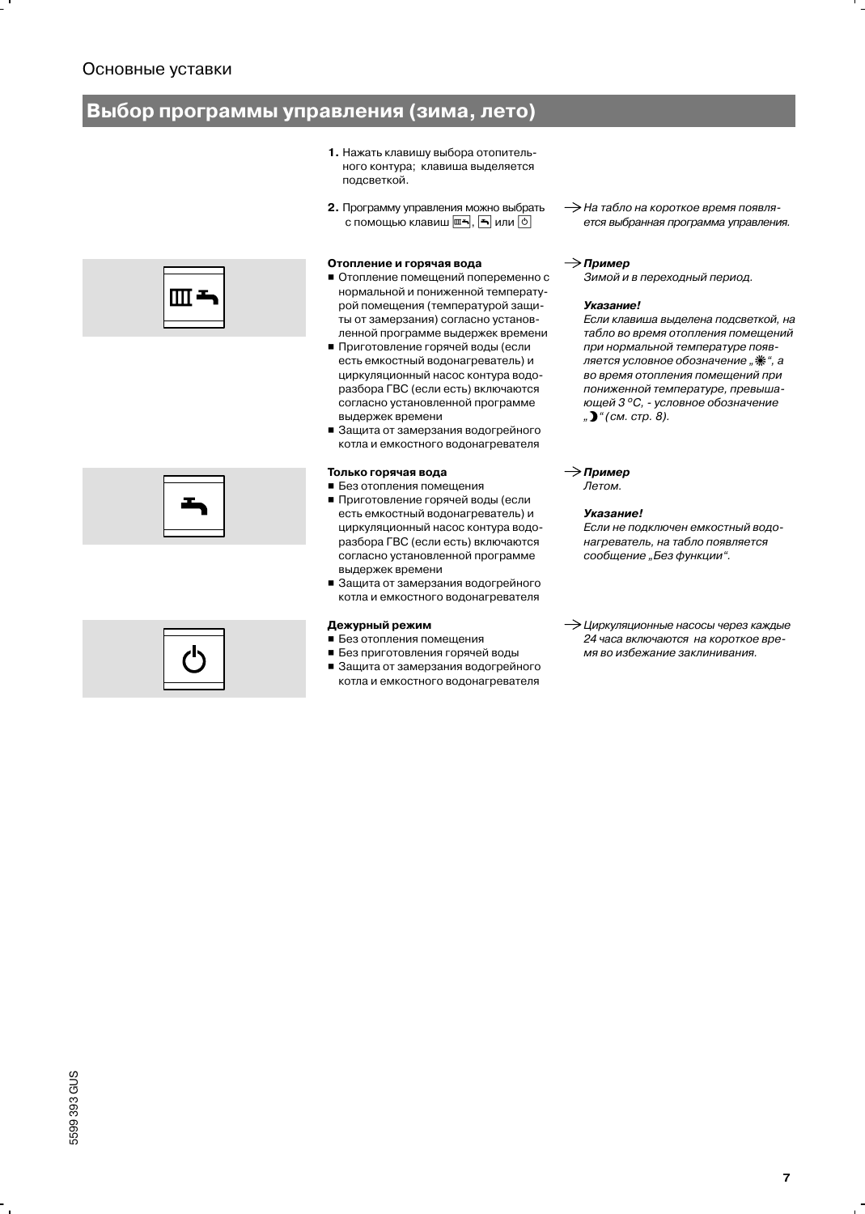Основные уставки

## Выбор программы управления (зима, лето)

1. Нажать клавишу выбора отопительного контура; клавиша выделяется подсветкой.

2. Программу управления можно выбрать с помощью клавиш ⧉, ⧉ или ⏻

→ *На табло на короткое время появляется выбранная программа управления.*

**Отопление и горячая вода**

- Отопление помещений попеременно с нормальной и пониженной температурой помещения (температурой защиты от замерзания) согласно установленной программе выдержек времени
- Приготовление горячей воды (если есть емкостный водонагреватель) и циркуляционный насос контура водоразбора ГВС (если есть) включаются согласно установленной программе выдержек времени
- Защита от замерзания водогрейного котла и емкостного водонагревателя

→ ***Пример***
*Зимой и в переходный период.*

***Указание!***
*Если клавиша выделена подсветкой, на табло во время отопления помещений при нормальной температуре появляется условное обозначение „☀“, а во время отопления помещений при пониженной температуре, превышающей 3 °C, - условное обозначение „☽“ (см. стр. 8).*

**Только горячая вода**

- Без отопления помещения
- Приготовление горячей воды (если есть емкостный водонагреватель) и циркуляционный насос контура водоразбора ГВС (если есть) включаются согласно установленной программе выдержек времени
- Защита от замерзания водогрейного котла и емкостного водонагревателя

→ ***Пример***
*Летом.*

***Указание!***
*Если не подключен емкостный водонагреватель, на табло появляется сообщение „Без функции“.*

**Дежурный режим**

- Без отопления помещения
- Без приготовления горячей воды
- Защита от замерзания водогрейного котла и емкостного водонагревателя

→ *Циркуляционные насосы через каждые 24 часа включаются на короткое время во избежание заклинивания.*

5599 393 GUS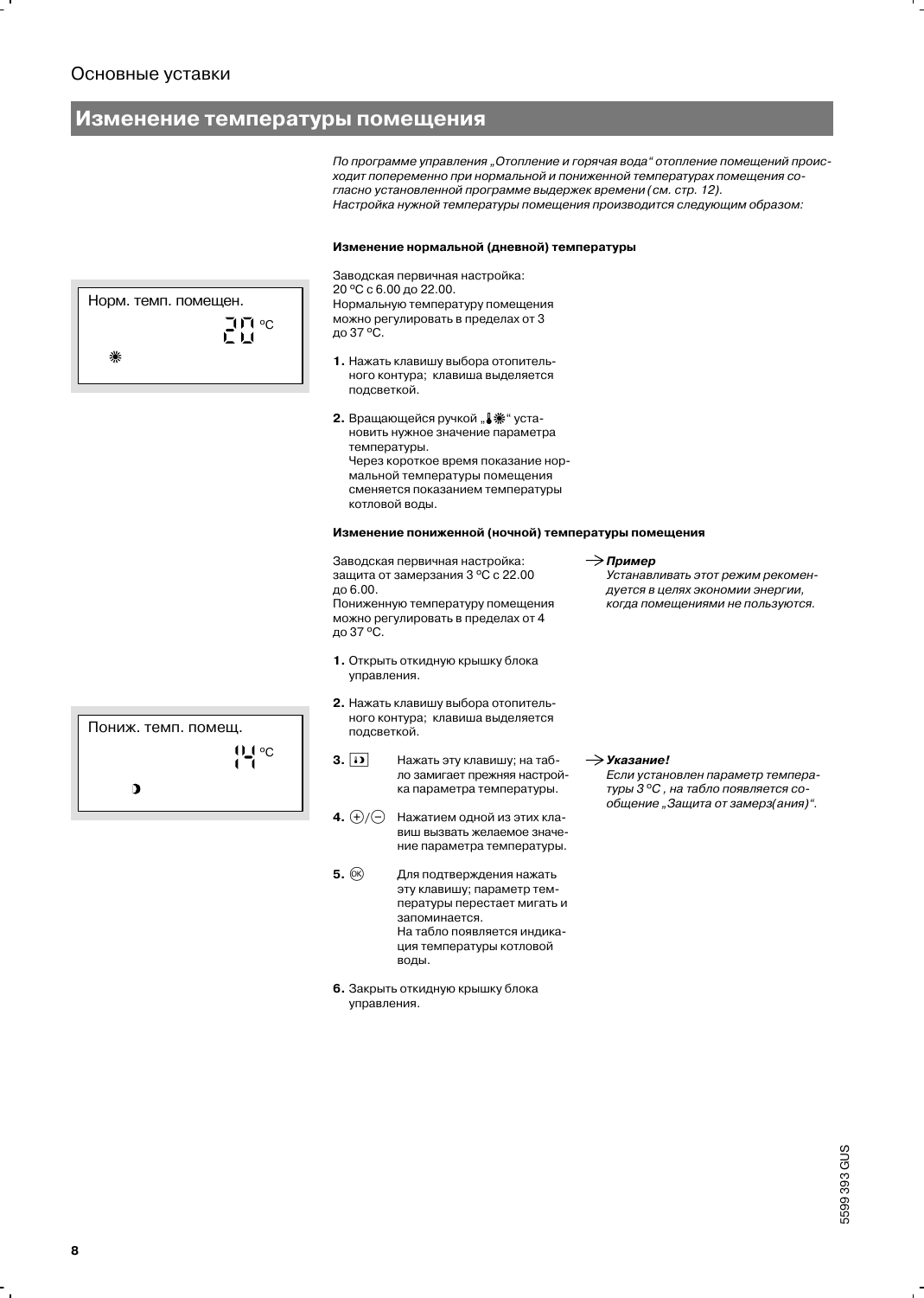Основные уставки

## Изменение температуры помещения

*По программе управления „Отопление и горячая вода“ отопление помещений происходит попеременно при нормальной и пониженной температурах помещения согласно установленной программе выдержек времени (см. стр. 12).*
*Настройка нужной температуры помещения производится следующим образом:*

### Изменение нормальной (дневной) температуры

Норм. темп. помещен.
20 °C
☀

Заводская первичная настройка:
20 °C с 6.00 до 22.00.
Нормальную температуру помещения можно регулировать в пределах от 3 до 37 °C.

**1.** Нажать клавишу выбора отопительного контура; клавиша выделяется подсветкой.

**2.** Вращающейся ручкой „🌡☀“ установить нужное значение параметра температуры.
Через короткое время показание нормальной температуры помещения сменяется показанием температуры котловой воды.

### Изменение пониженной (ночной) температуры помещения

Заводская первичная настройка:
защита от замерзания 3 °C с 22.00 до 6.00.
Пониженную температуру помещения можно регулировать в пределах от 4 до 37 °C.

→ ***Пример***
*Устанавливать этот режим рекомендуется в целях экономии энергии, когда помещениями не пользуются.*

**1.** Открыть откидную крышку блока управления.

**2.** Нажать клавишу выбора отопительного контура; клавиша выделяется подсветкой.

Пониж. темп. помещ.
14 °C
☽

**3.** ☽ Нажать эту клавишу; на табло замигает прежняя настройка параметра температуры.

→ ***Указание!***
*Если установлен параметр температуры 3 °C , на табло появляется сообщение „Защита от замерз(ания)“.*

**4.** (+)/(−) Нажатием одной из этих клавиш вызвать желаемое значение параметра температуры.

**5.** (OK) Для подтверждения нажать эту клавишу; параметр температуры перестает мигать и запоминается.
На табло появляется индикация температуры котловой воды.

**6.** Закрыть откидную крышку блока управления.

5599 393 GUS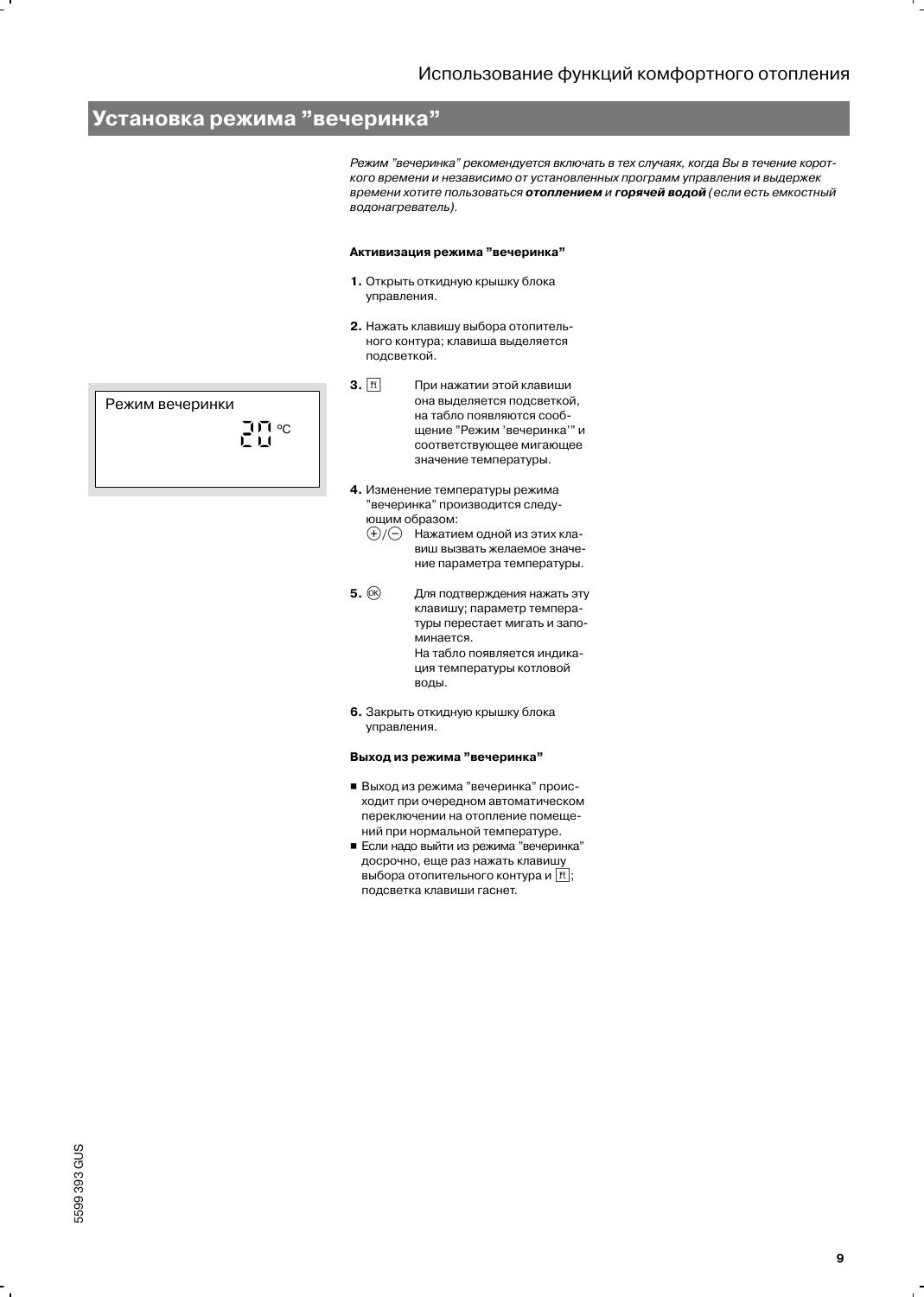# Установка режима ”вечеринка”

*Режим ”вечеринка” рекомендуется включать в тех случаях, когда Вы в течение короткого времени и независимо от установленных программ управления и выдержек времени хотите пользоваться* ***отоплением*** *и* ***горячей водой*** *(если есть емкостный водонагреватель).*

**Активизация режима ”вечеринка”**

**1.** Открыть откидную крышку блока управления.

**2.** Нажать клавишу выбора отопительного контура; клавиша выделяется подсветкой.

**3.** [🍴] При нажатии этой клавиши она выделяется подсветкой, на табло появляются сообщение ”Режим ’вечеринка’” и соответствующее мигающее значение температуры.

Режим вечеринки
20 °C

**4.** Изменение температуры режима ”вечеринка” производится следующим образом:
⊕/⊖ Нажатием одной из этих клавиш вызвать желаемое значение параметра температуры.

**5.** (OK) Для подтверждения нажать эту клавишу; параметр температуры перестает мигать и запоминается.
На табло появляется индикация температуры котловой воды.

**6.** Закрыть откидную крышку блока управления.

**Выход из режима ”вечеринка”**

- Выход из режима ”вечеринка” происходит при очередном автоматическом переключении на отопление помещений при нормальной температуре.
- Если надо выйти из режима ”вечеринка” досрочно, еще раз нажать клавишу выбора отопительного контура и [🍴]; подсветка клавиши гаснет.

5599 393 GUS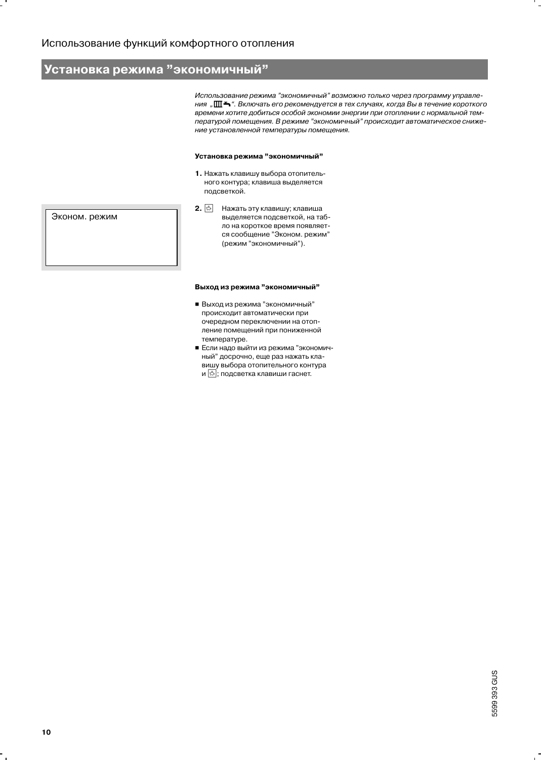Использование функций комфортного отопления

## Установка режима "экономичный"

*Использование режима "экономичный" возможно только через программу управления „Ⅲ🚿". Включать его рекомендуется в тех случаях, когда Вы в течение короткого времени хотите добиться особой экономии энергии при отоплении с нормальной температурой помещения. В режиме "экономичный" происходит автоматическое снижение установленной температуры помещения.*

**Установка режима "экономичный"**

1. Нажать клавишу выбора отопительного контура; клавиша выделяется подсветкой.
2. Нажать эту клавишу; клавиша выделяется подсветкой, на табло на короткое время появляется сообщение "Эконом. режим" (режим "экономичный").

Эконом. режим

**Выход из режима "экономичный"**

- Выход из режима "экономичный" происходит автоматически при очередном переключении на отопление помещений при пониженной температуре.
- Если надо выйти из режима "экономичный" досрочно, еще раз нажать клавишу выбора отопительного контура и ; подсветка клавиши гаснет.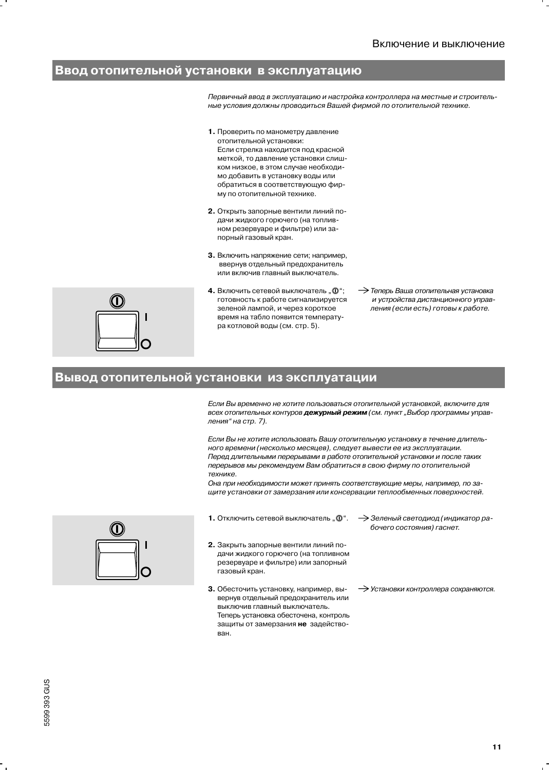## Ввод отопительной установки в эксплуатацию

*Первичный ввод в эксплуатацию и настройка контроллера на местные и строительные условия должны проводиться Вашей фирмой по отопительной технике.*

**1.** Проверить по манометру давление отопительной установки: Если стрелка находится под красной меткой, то давление установки слишком низкое, в этом случае необходимо добавить в установку воды или обратиться в соответствующую фирму по отопительной технике.

**2.** Открыть запорные вентили линий подачи жидкого горючего (на топливном резервуаре и фильтре) или запорный газовый кран.

**3.** Включить напряжение сети; например, ввернув отдельный предохранитель или включив главный выключатель.

**4.** Включить сетевой выключатель „⏻"; готовность к работе сигнализируется зеленой лампой, и через короткое время на табло появится температура котловой воды (см. стр. 5).

→ *Теперь Ваша отопительная установка и устройства дистанционного управления (если есть) готовы к работе.*

## Вывод отопительной установки из эксплуатации

*Если Вы временно не хотите пользоваться отопительной установкой, включите для всех отопительных контуров **дежурный режим** (см. пункт „Выбор программы управления" на стр. 7).*

*Если Вы не хотите использовать Вашу отопительную установку в течение длительного времени (несколько месяцев), следует вывести ее из эксплуатации. Перед длительными перерывами в работе отопительной установки и после таких перерывов мы рекомендуем Вам обратиться в свою фирму по отопительной технике.*
*Она при необходимости может принять соответствующие меры, например, по защите установки от замерзания или консервации теплообменных поверхностей.*

**1.** Отключить сетевой выключатель „⏻".

→ *Зеленый светодиод (индикатор рабочего состояния) гаснет.*

**2.** Закрыть запорные вентили линий подачи жидкого горючего (на топливном резервуаре и фильтре) или запорный газовый кран.

**3.** Обесточить установку, например, вывернув отдельный предохранитель или выключив главный выключатель. Теперь установка обесточена, контроль защиты от замерзания **не** задействован.

→ *Установки контроллера сохраняются.*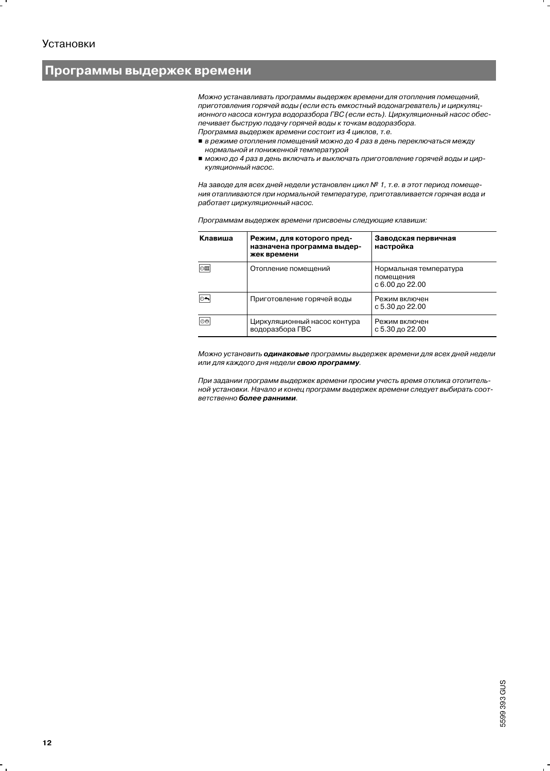Установки

## Программы выдержек времени

*Можно устанавливать программы выдержек времени для отопления помещений, приготовления горячей воды (если есть емкостный водонагреватель) и циркуляционного насоса контура водоразбора ГВС (если есть). Циркуляционный насос обеспечивает быструю подачу горячей воды к точкам водоразбора.*
*Программа выдержек времени состоит из 4 циклов, т.е.*

- *в режиме отопления помещений можно до 4 раз в день переключаться между нормальной и пониженной температурой*
- *можно до 4 раз в день включать и выключать приготовление горячей воды и циркуляционный насос.*

*На заводе для всех дней недели установлен цикл № 1, т.е. в этот период помещения отапливаются при нормальной температуре, приготавливается горячая вода и работает циркуляционный насос.*

*Программам выдержек времени присвоены следующие клавиши:*

| Клавиша | Режим, для которого предназначена программа выдержек времени | Заводская первичная настройка |
|---|---|---|
| ⊙Ш | Отопление помещений | Нормальная температура помещения с 6.00 до 22.00 |
| ⊙⊸ | Приготовление горячей воды | Режим включен с 5.30 до 22.00 |
| ⊙⊙ | Циркуляционный насос контура водоразбора ГВС | Режим включен с 5.30 до 22.00 |

*Можно установить **одинаковые** программы выдержек времени для всех дней недели или для каждого дня недели **свою программу**.*

*При задании программ выдержек времени просим учесть время отклика отопительной установки. Начало и конец программ выдержек времени следует выбирать соответственно **более ранними**.*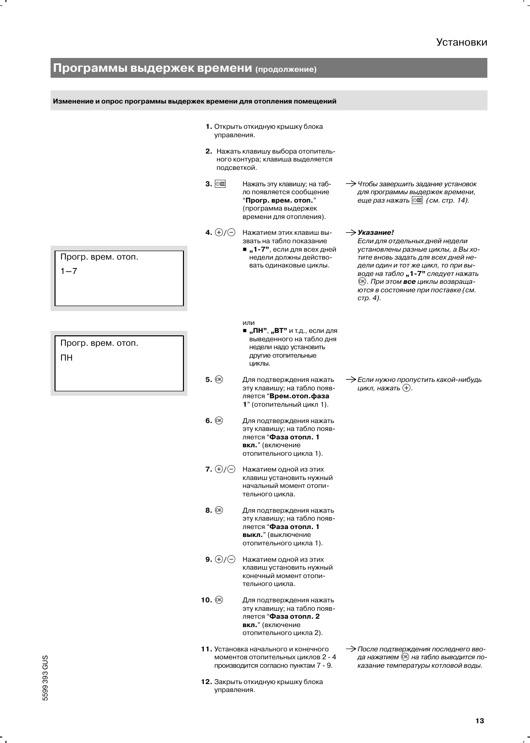## Программы выдержек времени (продолжение)

### Изменение и опрос программы выдержек времени для отопления помещений

1. Открыть откидную крышку блока управления.

2. Нажать клавишу выбора отопительного контура; клавиша выделяется подсветкой.

3. Нажать эту клавишу; на табло появляется сообщение “**Прогр. врем. отоп.**” (программа выдержек времени для отопления).

   → *Чтобы завершить задание установок для программы выдержек времени, еще раз нажать (см. стр. 14).*

4. (+)/(−) Нажатием этих клавиш вызвать на табло показание
   - **„1-7”**, если для всех дней недели должны действовать одинаковые циклы.

   → ***Указание!***
   *Если для отдельных дней недели установлены разные циклы, а Вы хотите вновь задать для всех дней недели один и тот же цикл, то при выводе на табло **„1-7”** следует нажать (OK). При этом **все** циклы возвращаются в состояние при поставке (см. стр. 4).*

   ```
   Прогр. врем. отоп.
   1–7
   ```

   или
   - **„ПН”**, **„ВТ”** и т.д., если для выведенного на табло дня недели надо установить другие отопительные циклы.

   ```
   Прогр. врем. отоп.
   ПН
   ```

5. (OK) Для подтверждения нажать эту клавишу; на табло появляется “**Врем.отоп.фаза 1**” (отопительный цикл 1).

   → *Если нужно пропустить какой-нибудь цикл, нажать (+).*

6. (OK) Для подтверждения нажать эту клавишу; на табло появляется “**Фаза отопл. 1 вкл.**” (включение отопительного цикла 1).

7. (+)/(−) Нажатием одной из этих клавиш установить нужный начальный момент отопительного цикла.

8. (OK) Для подтверждения нажать эту клавишу; на табло появляется “**Фаза отопл. 1 выкл.**” (выключение отопительного цикла 1).

9. (+)/(−) Нажатием одной из этих клавиш установить нужный конечный момент отопительного цикла.

10. (OK) Для подтверждения нажать эту клавишу; на табло появляется “**Фаза отопл. 2 вкл.**” (включение отопительного цикла 2).

11. Установка начального и конечного моментов отопительных циклов 2 - 4 производится согласно пунктам 7 - 9.

    → *После подтверждения последнего ввода нажатием (OK) на табло выводится показание температуры котловой воды.*

12. Закрыть откидную крышку блока управления.

5599 393 GUS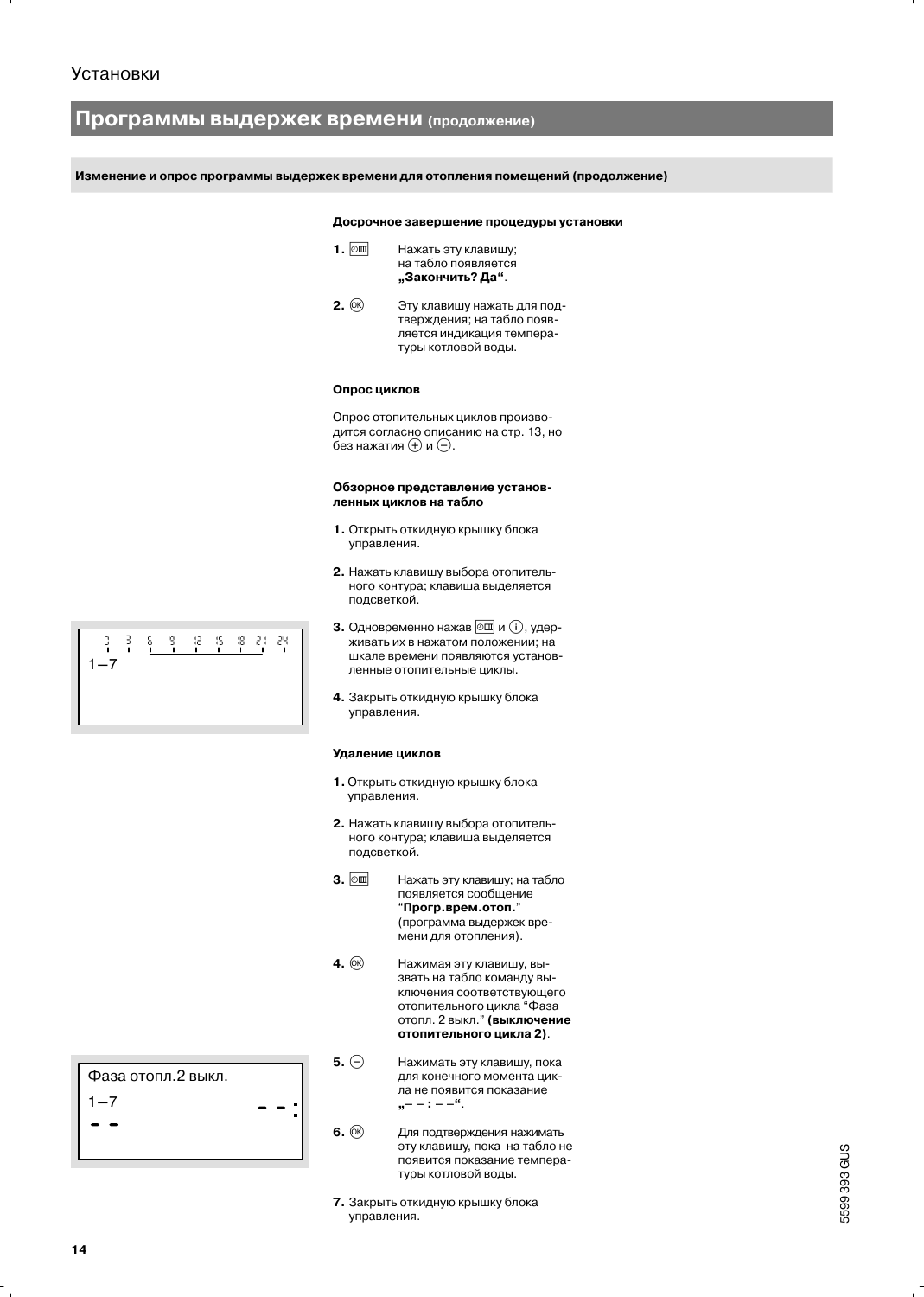## Программы выдержек времени (продолжение)

### Изменение и опрос программы выдержек времени для отопления помещений (продолжение)

#### Досрочное завершение процедуры установки

**1.** ⊙▥ Нажать эту клавишу; на табло появляется **„Закончить? Да“**.

**2.** (OK) Эту клавишу нажать для подтверждения; на табло появляется индикация температуры котловой воды.

#### Опрос циклов

Опрос отопительных циклов производится согласно описанию на стр. 13, но без нажатия (+) и (−).

#### Обзорное представление установленных циклов на табло

**1.** Открыть откидную крышку блока управления.

**2.** Нажать клавишу выбора отопительного контура; клавиша выделяется подсветкой.

**3.** Одновременно нажав ⊙▥ и (i), удерживать их в нажатом положении; на шкале времени появляются установленные отопительные циклы.

```
  0   3   6   9   12  15  18  21  24
1—7
```

**4.** Закрыть откидную крышку блока управления.

#### Удаление циклов

**1.** Открыть откидную крышку блока управления.

**2.** Нажать клавишу выбора отопительного контура; клавиша выделяется подсветкой.

**3.** ⊙▥ Нажать эту клавишу; на табло появляется сообщение “**Прогр.врем.отоп.**” (программа выдержек времени для отопления).

**4.** (OK) Нажимая эту клавишу, вызвать на табло команду выключения соответствующего отопительного цикла “Фаза отопл. 2 выкл.” **(выключение отопительного цикла 2)**.

**5.** (−) Нажимать эту клавишу, пока для конечного момента цикла не появится показание **„– – : – –“**.

```
Фаза отопл.2 выкл.
1—7              - - :
- -
```

**6.** (OK) Для подтверждения нажимать эту клавишу, пока на табло не появится показание температуры котловой воды.

**7.** Закрыть откидную крышку блока управления.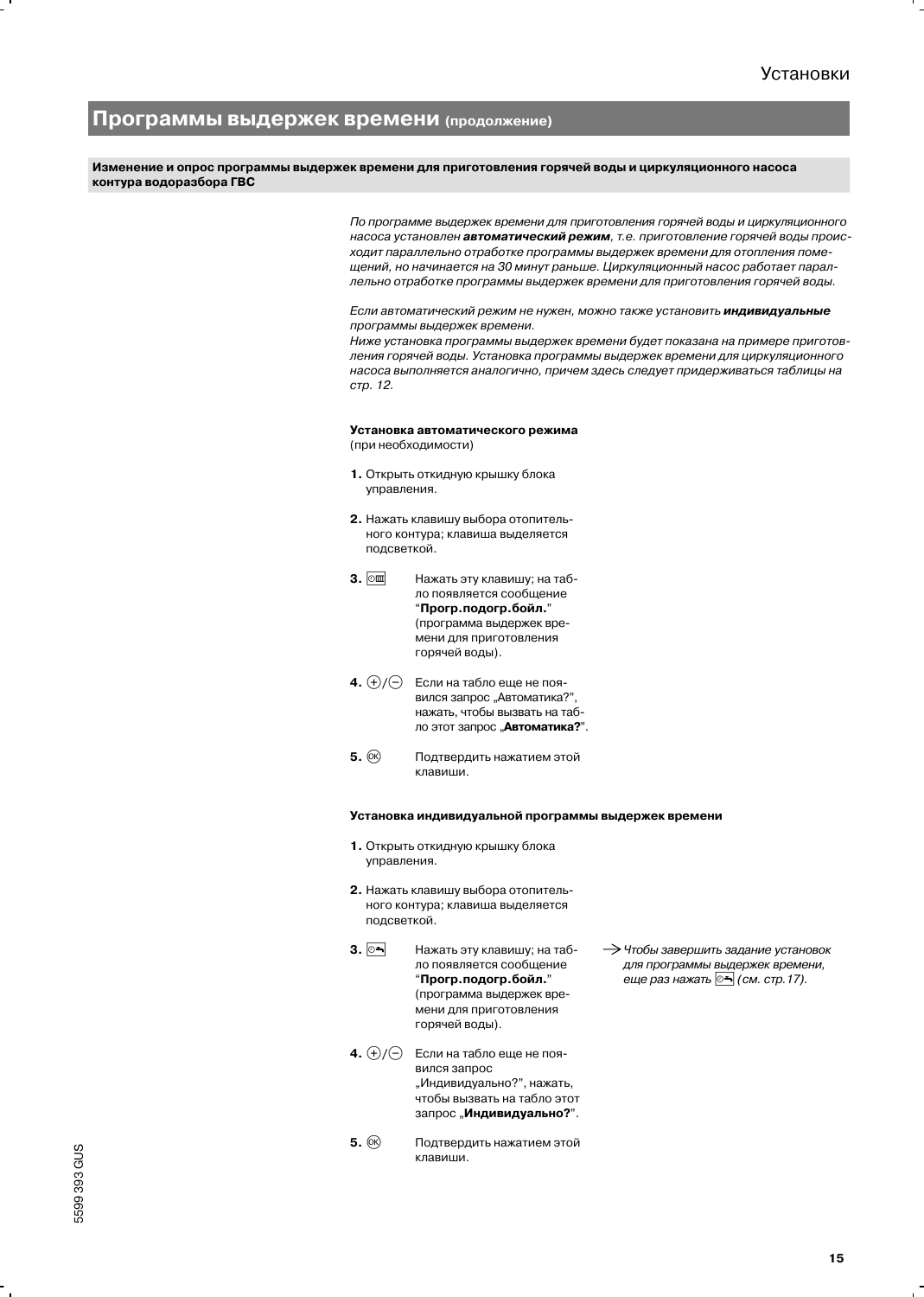## Программы выдержек времени (продолжение)

### Изменение и опрос программы выдержек времени для приготовления горячей воды и циркуляционного насоса контура водоразбора ГВС

*По программе выдержек времени для приготовления горячей воды и циркуляционного насоса установлен **автоматический режим**, т.е. приготовление горячей воды происходит параллельно отработке программы выдержек времени для отопления помещений, но начинается на 30 минут раньше. Циркуляционный насос работает параллельно отработке программы выдержек времени для приготовления горячей воды.*

*Если автоматический режим не нужен, можно также установить **индивидуальные** программы выдержек времени.*
*Ниже установка программы выдержек времени будет показана на примере приготовления горячей воды. Установка программы выдержек времени для циркуляционного насоса выполняется аналогично, причем здесь следует придерживаться таблицы на стр. 12.*

**Установка автоматического режима**
(при необходимости)

1. Открыть откидную крышку блока управления.
2. Нажать клавишу выбора отопительного контура; клавиша выделяется подсветкой.
3. Нажать эту клавишу; на табло появляется сообщение "**Прогр.подогр.бойл.**" (программа выдержек времени для приготовления горячей воды).
4. ⊕/⊖ Если на табло еще не появился запрос „Автоматика?", нажать, чтобы вызвать на табло этот запрос „**Автоматика?**".
5. OK Подтвердить нажатием этой клавиши.

**Установка индивидуальной программы выдержек времени**

1. Открыть откидную крышку блока управления.
2. Нажать клавишу выбора отопительного контура; клавиша выделяется подсветкой.
3. Нажать эту клавишу; на табло появляется сообщение "**Прогр.подогр.бойл.**" (программа выдержек времени для приготовления горячей воды).

   → *Чтобы завершить задание установок для программы выдержек времени, еще раз нажать (см. стр.17).*
4. ⊕/⊖ Если на табло еще не появился запрос „Индивидуально?", нажать, чтобы вызвать на табло этот запрос „**Индивидуально?**".
5. OK Подтвердить нажатием этой клавиши.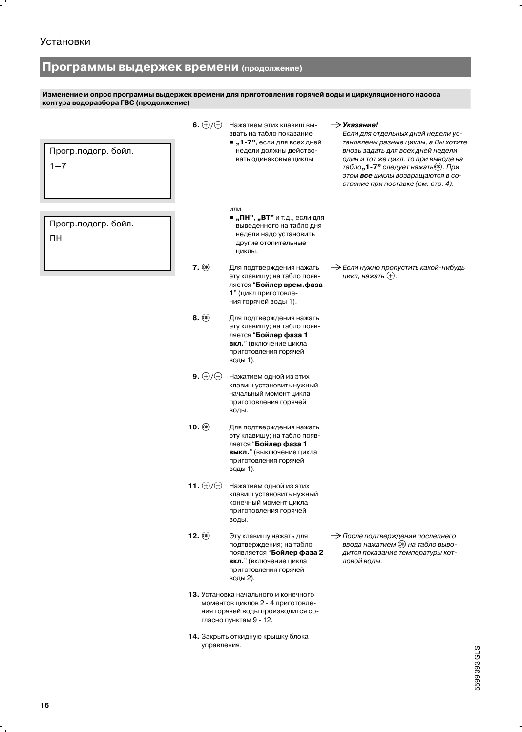Установки

## Программы выдержек времени (продолжение)

**Изменение и опрос программы выдержек времени для приготовления горячей воды и циркуляционного насоса контура водоразбора ГВС (продолжение)**

```
Прогр.подогр. бойл.
1—7
```

```
Прогр.подогр. бойл.
ПН
```

**6.** ⊕/⊖ Нажатием этих клавиш вызвать на табло показание
- **„1-7"**, если для всех дней недели должны действовать одинаковые циклы

или
- **„ПН"**, **„ВТ"** и т.д., если для выведенного на табло дня недели надо установить другие отопительные циклы.

→ ***Указание!***
*Если для отдельных дней недели установлены разные циклы, а Вы хотите вновь задать для всех дней недели один и тот же цикл, то при выводе на табло **„1-7"** следует нажать ⓞ. При этом **все** циклы возвращаются в состояние при поставке (см. стр. 4).*

**7.** ⓞ Для подтверждения нажать эту клавишу; на табло появляется "**Бойлер врем.фаза 1**" (цикл приготовления горячей воды 1).

→ *Если нужно пропустить какой-нибудь цикл, нажать ⊕.*

**8.** ⓞ Для подтверждения нажать эту клавишу; на табло появляется "**Бойлер фаза 1 вкл.**" (включение цикла приготовления горячей воды 1).

**9.** ⊕/⊖ Нажатием одной из этих клавиш установить нужный начальный момент цикла приготовления горячей воды.

**10.** ⓞ Для подтверждения нажать эту клавишу; на табло появляется "**Бойлер фаза 1 выкл.**" (выключение цикла приготовления горячей воды 1).

**11.** ⊕/⊖ Нажатием одной из этих клавиш установить нужный конечный момент цикла приготовления горячей воды.

**12.** ⓞ Эту клавишу нажать для подтверждения; на табло появляется "**Бойлер фаза 2 вкл.**" (включение цикла приготовления горячей воды 2).

→ *После подтверждения последнего ввода нажатием ⓞ на табло выводится показание температуры котловой воды.*

**13.** Установка начального и конечного моментов циклов 2 - 4 приготовления горячей воды производится согласно пунктам 9 - 12.

**14.** Закрыть откидную крышку блока управления.

5599 393 GUS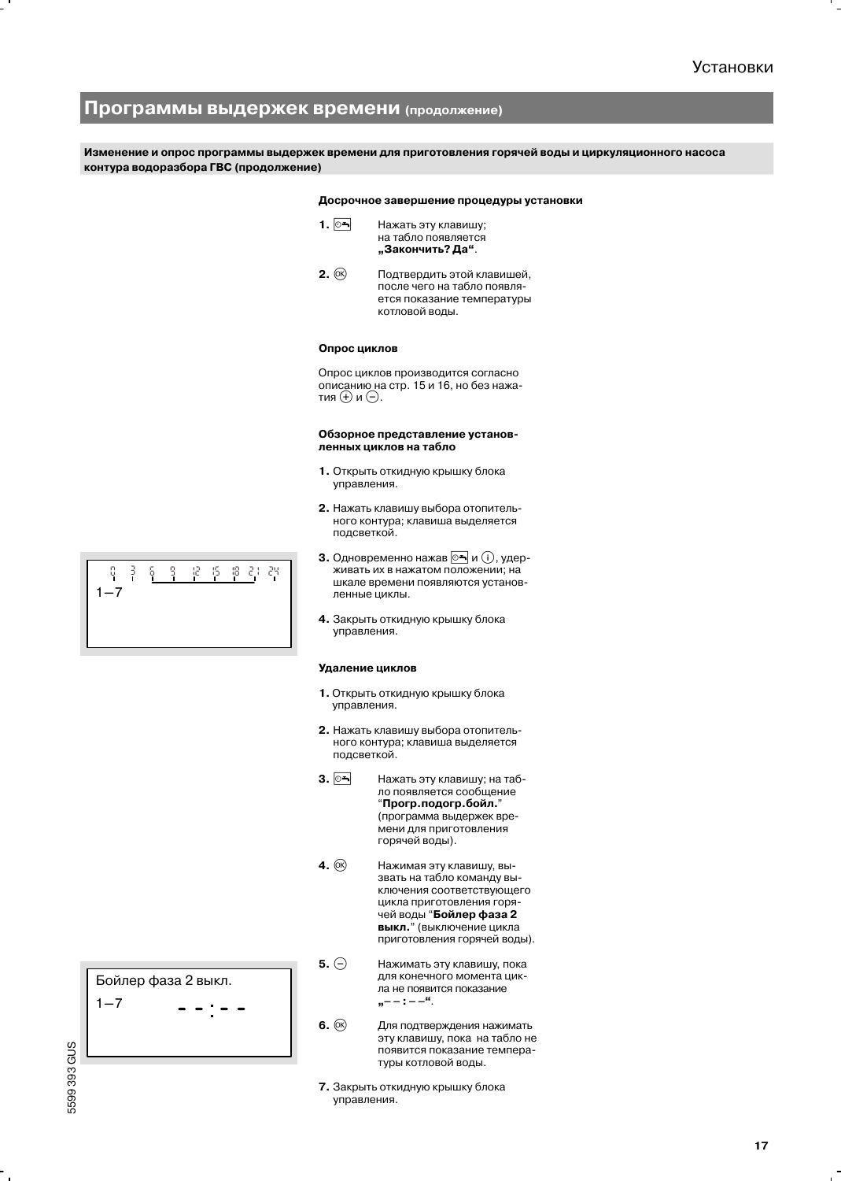## Программы выдержек времени (продолжение)

**Изменение и опрос программы выдержек времени для приготовления горячей воды и циркуляционного насоса контура водоразбора ГВС (продолжение)**

**Досрочное завершение процедуры установки**

1. Нажать эту клавишу; на табло появляется **„Закончить? Да“**.

2. (OK) Подтвердить этой клавишей, после чего на табло появляется показание температуры котловой воды.

**Опрос циклов**

Опрос циклов производится согласно описанию на стр. 15 и 16, но без нажатия (+) и (−).

**Обзорное представление установленных циклов на табло**

1. Открыть откидную крышку блока управления.

2. Нажать клавишу выбора отопительного контура; клавиша выделяется подсветкой.

3. Одновременно нажав и (i), удерживать их в нажатом положении; на шкале времени появляются установленные циклы.

4. Закрыть откидную крышку блока управления.

```
0  3  6  9  12  15  18  21  24
1—7
```

**Удаление циклов**

1. Открыть откидную крышку блока управления.

2. Нажать клавишу выбора отопительного контура; клавиша выделяется подсветкой.

3. Нажать эту клавишу; на табло появляется сообщение “**Прогр.подогр.бойл.**” (программа выдержек времени для приготовления горячей воды).

4. (OK) Нажимая эту клавишу, вызвать на табло команду выключения соответствующего цикла приготовления горячей воды “**Бойлер фаза 2 выкл.**” (выключение цикла приготовления горячей воды).

5. (−) Нажимать эту клавишу, пока для конечного момента цикла не появится показание „– – : – –“.

6. (OK) Для подтверждения нажимать эту клавишу, пока на табло не появится показание температуры котловой воды.

7. Закрыть откидную крышку блока управления.

```
Бойлер фаза 2 выкл.
1—7          --:--
```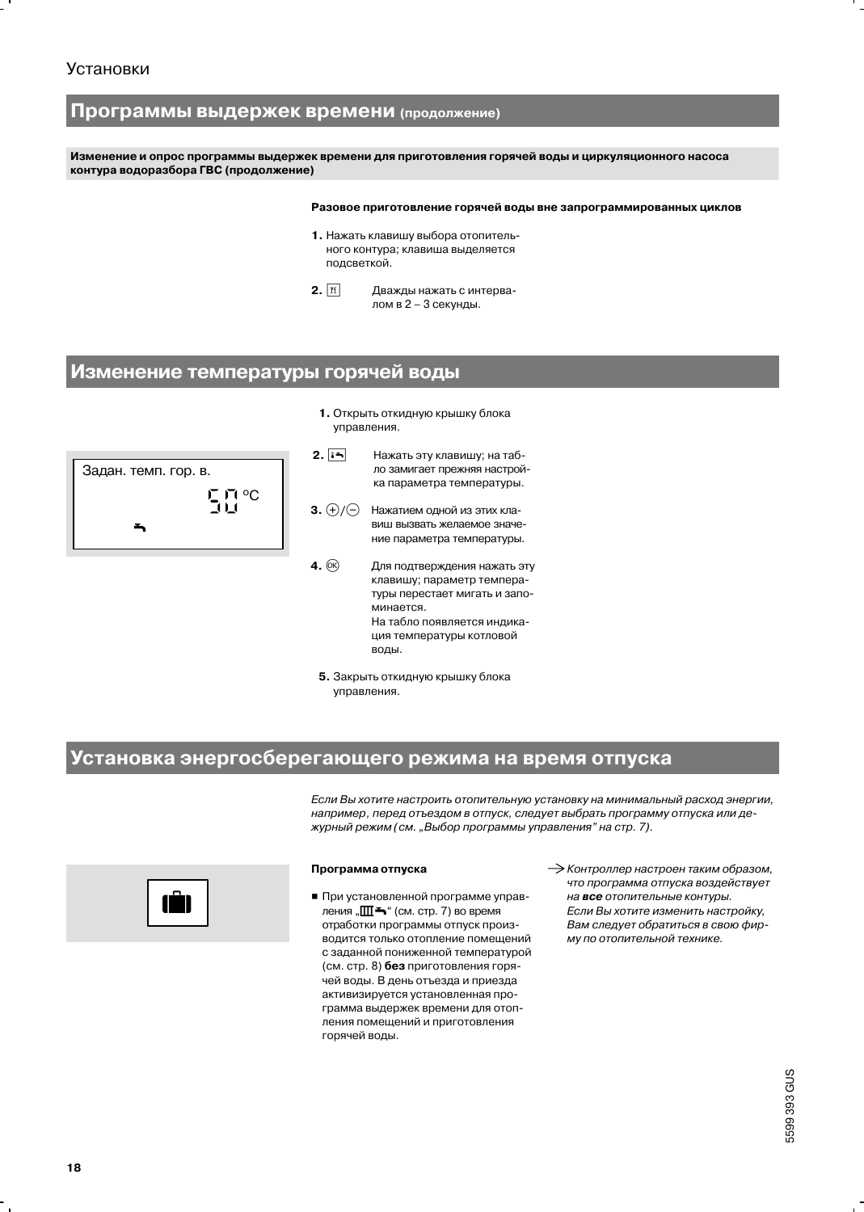Установки

## Программы выдержек времени (продолжение)

**Изменение и опрос программы выдержек времени для приготовления горячей воды и циркуляционного насоса контура водоразбора ГВС (продолжение)**

**Разовое приготовление горячей воды вне запрограммированных циклов**

1. Нажать клавишу выбора отопительного контура; клавиша выделяется подсветкой.
2. Дважды нажать с интервалом в 2 – 3 секунды.

## Изменение температуры горячей воды

Задан. темп. гор. в.

50 °C

1. Открыть откидную крышку блока управления.
2. Нажать эту клавишу; на табло замигает прежняя настройка параметра температуры.
3. ⊕/⊖ Нажатием одной из этих клавиш вызвать желаемое значение параметра температуры.
4. OK Для подтверждения нажать эту клавишу; параметр температуры перестает мигать и запоминается. На табло появляется индикация температуры котловой воды.
5. Закрыть откидную крышку блока управления.

## Установка энергосберегающего режима на время отпуска

*Если Вы хотите настроить отопительную установку на минимальный расход энергии, например, перед отъездом в отпуск, следует выбрать программу отпуска или дежурный режим (см. „Выбор программы управления" на стр. 7).*

**Программа отпуска**

- При установленной программе управления „Ⅲ" (см. стр. 7) во время отработки программы отпуск производится только отопление помещений с заданной пониженной температурой (см. стр. 8) **без** приготовления горячей воды. В день отъезда и приезда активизируется установленная программа выдержек времени для отопления помещений и приготовления горячей воды.

→ *Контроллер настроен таким образом, что программа отпуска воздействует на **все** отопительные контуры. Если Вы хотите изменить настройку, Вам следует обратиться в свою фирму по отопительной технике.*

5599 393 GUS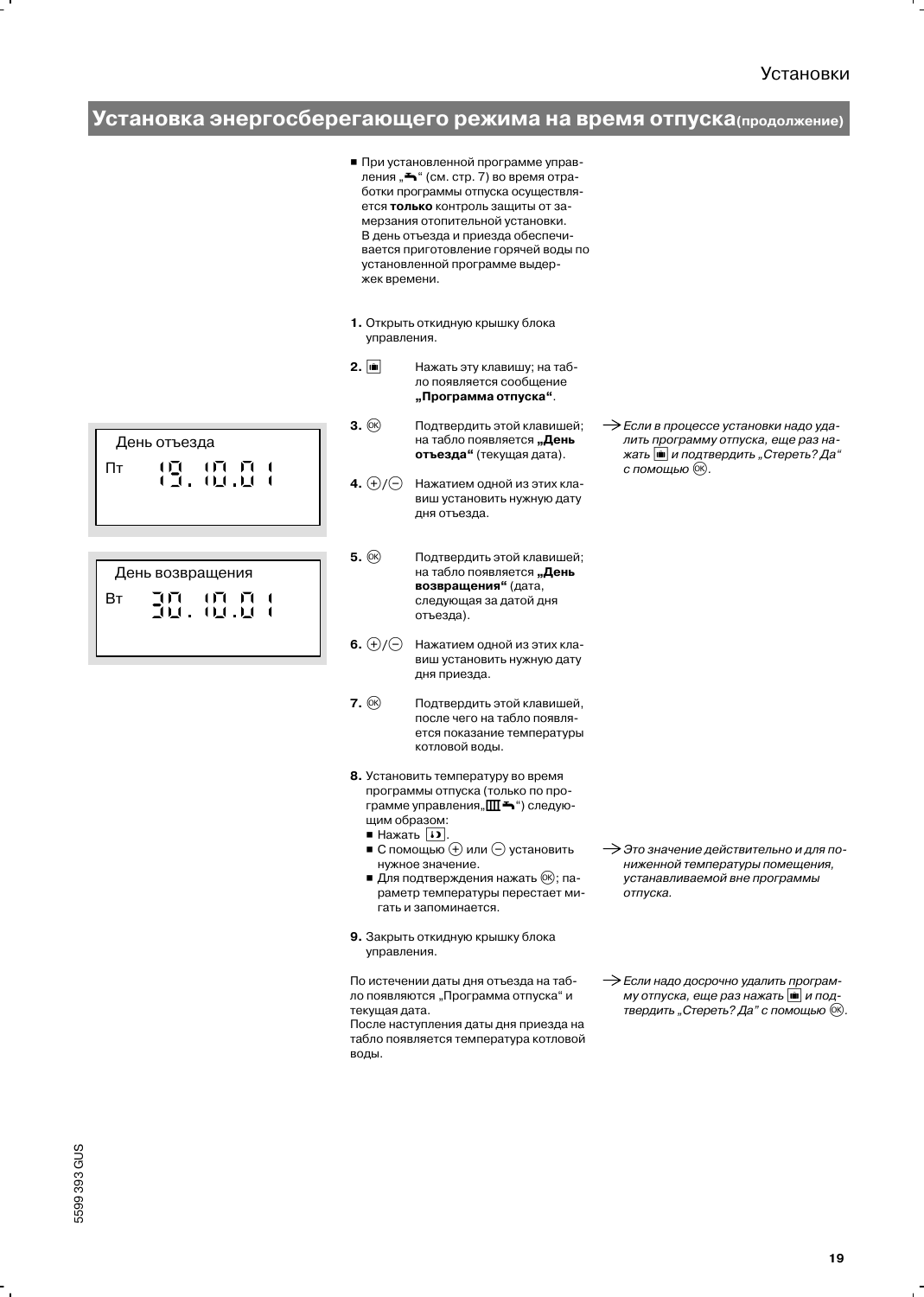## Установка энергосберегающего режима на время отпуска (продолжение)

- При установленной программе управления „🚿" (см. стр. 7) во время отработки программы отпуска осуществляется **только** контроль защиты от замерзания отопительной установки.
  В день отъезда и приезда обеспечивается приготовление горячей воды по установленной программе выдержек времени.

**1.** Открыть откидную крышку блока управления.

**2.** [клавиша] Нажать эту клавишу; на табло появляется сообщение **„Программа отпуска"**.

День отъезда
Пт 19.10.01

**3.** (OK) Подтвердить этой клавишей; на табло появляется **„День отъезда"** (текущая дата).

→ *Если в процессе установки надо удалить программу отпуска, еще раз нажать [клавиша] и подтвердить „Стереть? Да" с помощью (OK).*

**4.** (+)/(–) Нажатием одной из этих клавиш установить нужную дату дня отъезда.

День возвращения
Вт 30.10.01

**5.** (OK) Подтвердить этой клавишей; на табло появляется **„День возвращения"** (дата, следующая за датой дня отъезда).

**6.** (+)/(–) Нажатием одной из этих клавиш установить нужную дату дня приезда.

**7.** (OK) Подтвердить этой клавишей, после чего на табло появляется показание температуры котловой воды.

**8.** Установить температуру во время программы отпуска (только по программе управления„Ш🚿") следующим образом:
- Нажать [клавиша].
- С помощью (+) или (–) установить нужное значение.
- Для подтверждения нажать (OK); параметр температуры перестает мигать и запоминается.

→ *Это значение действительно и для пониженной температуры помещения, устанавливаемой вне программы отпуска.*

**9.** Закрыть откидную крышку блока управления.

По истечении даты дня отъезда на табло появляются „Программа отпуска" и текущая дата.
После наступления даты дня приезда на табло появляется температура котловой воды.

→ *Если надо досрочно удалить программу отпуска, еще раз нажать [клавиша] и подтвердить „Стереть? Да" с помощью (OK).*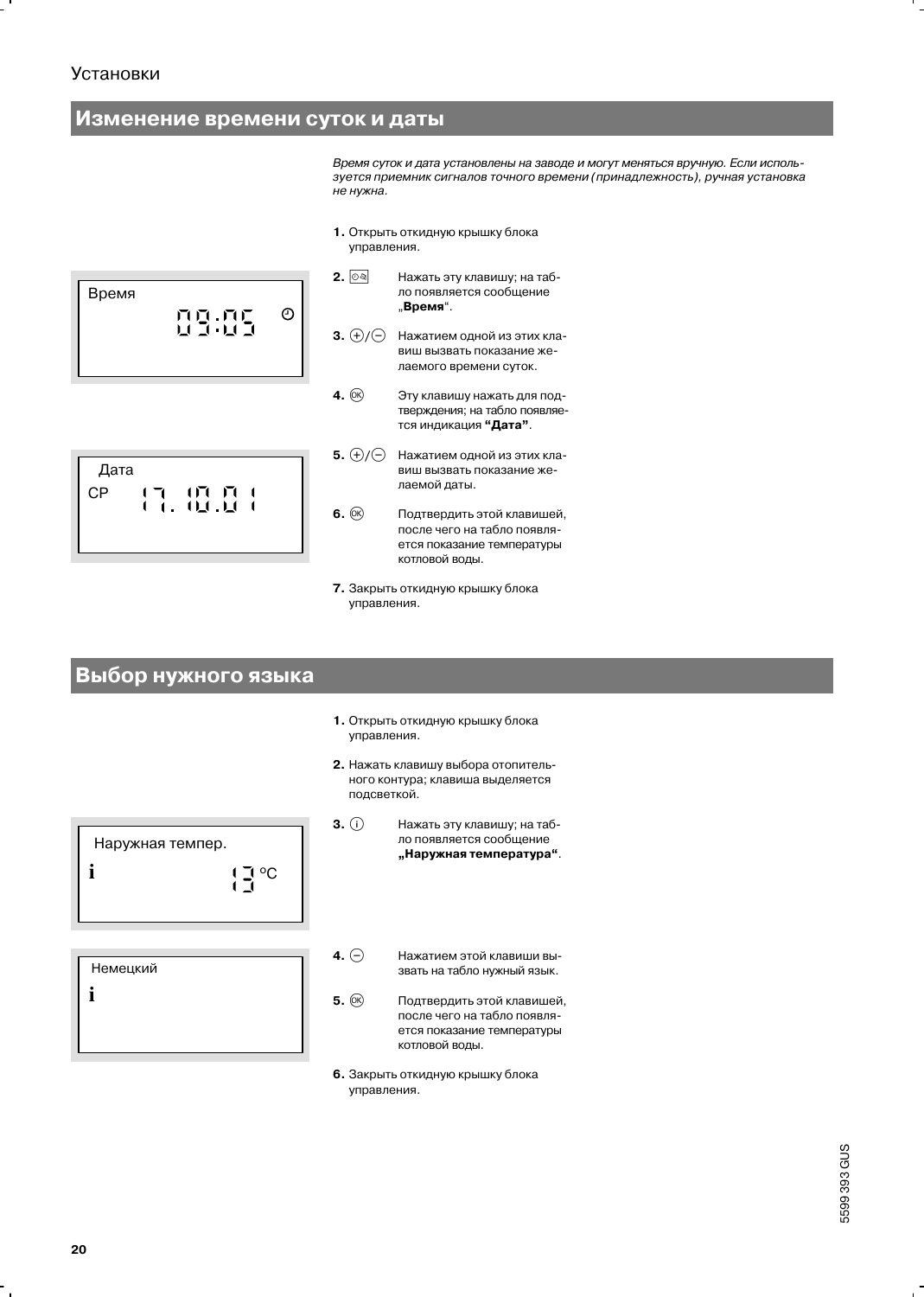Установки

## Изменение времени суток и даты

*Время суток и дата установлены на заводе и могут меняться вручную. Если используется приемник сигналов точного времени (принадлежность), ручная установка не нужна.*

Время
09:05

Дата
СР 17.10.01

1. Открыть откидную крышку блока управления.
2. Нажать эту клавишу; на табло появляется сообщение „**Время**".
3. (+)/(−) Нажатием одной из этих клавиш вызвать показание желаемого времени суток.
4. (OK) Эту клавишу нажать для подтверждения; на табло появляется индикация **"Дата"**.
5. (+)/(−) Нажатием одной из этих клавиш вызвать показание желаемой даты.
6. (OK) Подтвердить этой клавишей, после чего на табло появляется показание температуры котловой воды.
7. Закрыть откидную крышку блока управления.

## Выбор нужного языка

Наружная темпер.
i 13 °C

Немецкий
i

1. Открыть откидную крышку блока управления.
2. Нажать клавишу выбора отопительного контура; клавиша выделяется подсветкой.
3. (i) Нажать эту клавишу; на табло появляется сообщение **„Наружная температура"**.
4. (−) Нажатием этой клавиши вызвать на табло нужный язык.
5. (OK) Подтвердить этой клавишей, после чего на табло появляется показание температуры котловой воды.
6. Закрыть откидную крышку блока управления.

5599 393 GUS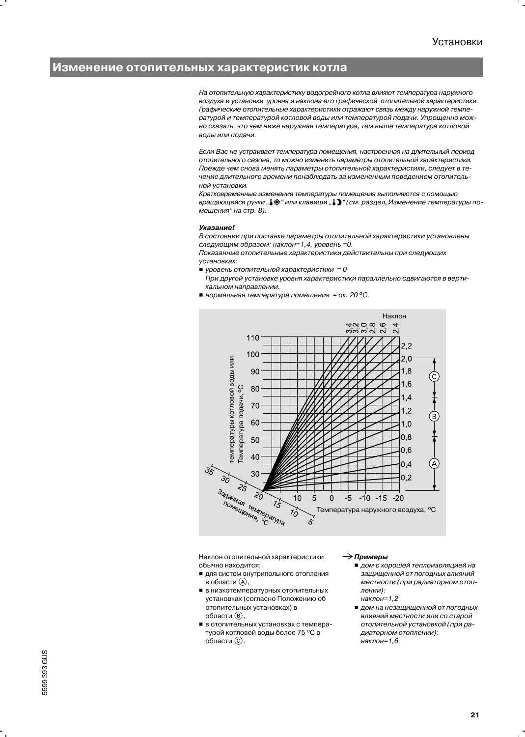## Изменение отопительных характеристик котла

*На отопительную характеристику водогрейного котла влияют температура наружного воздуха и установки уровня и наклона его графической отопительной характеристики. Графические отопительные характеристики отражают связь между наружной температурой и температурой котловой воды или температурой подачи. Упрощенно можно сказать, что чем ниже наружная температура, тем выше температура котловой воды или подачи.*

*Если Вас не устраивает температура помещения, настроенная на длительный период отопительного сезона, то можно изменить параметры отопительной характеристики. Прежде чем снова менять параметры отопительной характеристики, следует в течение длительного времени понаблюдать за измененным поведением отопительной установки.*

*Кратковременные изменения температуры помещения выполняются с помощью вращающейся ручки „🌡☀“ или клавиши „🌡☽“ (см. раздел „Изменение температуры помещения“ на стр. 8).*

***Указание!***

*В состоянии при поставке параметры отопительной характеристики установлены следующим образом: наклон=1,4, уровень =0.*

*Показанные отопительные характеристики действительны при следующих установках:*

- *уровень отопительной характеристики = 0*
  *При другой установке уровня характеристики параллельно сдвигаются в вертикальном направлении.*
- *нормальная температура помещения = ок. 20 °C.*

Наклон отопительной характеристики обычно находится:

- для систем внутрипольного отопления в области Ⓐ,
- в низкотемпературных отопительных установках (согласно Положению об отопительных установках) в области Ⓑ,
- в отопительных установках с температурой котловой воды более 75 °C в области Ⓒ.

→ ***Примеры***

- *дом с хорошей теплоизоляцией на защищенной от погодных влияний местности (при радиаторном отоплении):*
  *наклон=1,2*
- *дом на незащищенной от погодных влияний местности или со старой отопительной установкой (при радиаторном отоплении):*
  *наклон=1,6*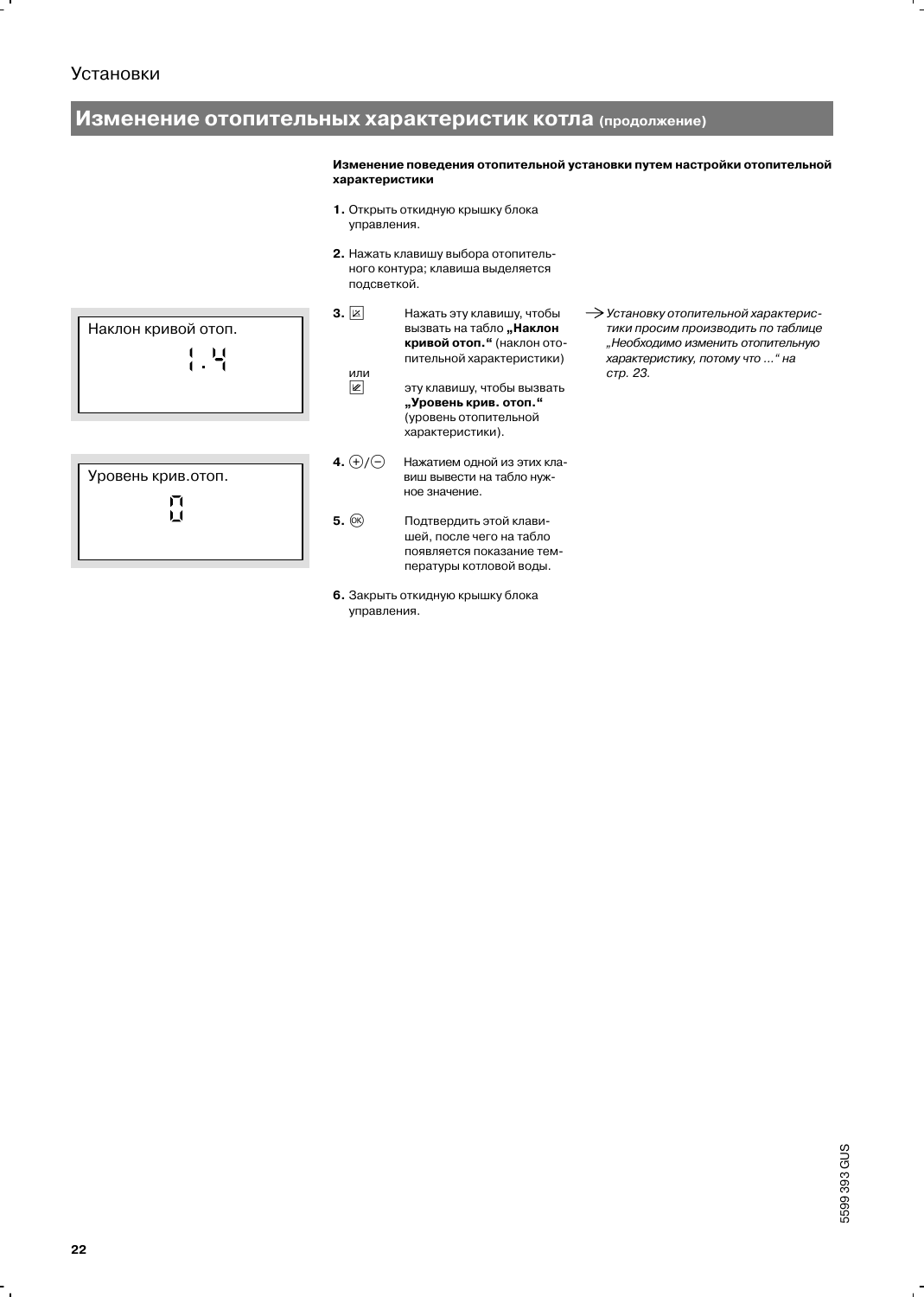## Изменение отопительных характеристик котла (продолжение)

**Изменение поведения отопительной установки путем настройки отопительной характеристики**

**1.** Открыть откидную крышку блока управления.

**2.** Нажать клавишу выбора отопительного контура; клавиша выделяется подсветкой.

| |
|---|
| Наклон кривой отоп. |
| 1.4 |

**3.** ⧄ Нажать эту клавишу, чтобы вызвать на табло **„Наклон кривой отоп.“** (наклон отопительной характеристики)

или ⧄ эту клавишу, чтобы вызвать **„Уровень крив. отоп.“** (уровень отопительной характеристики).

→ *Установку отопительной характеристики просим производить по таблице „Необходимо изменить отопительную характеристику, потому что ...“ на стр. 23.*

| |
|---|
| Уровень крив.отоп. |
| 0 |

**4.** ⊕/⊖ Нажатием одной из этих клавиш вывести на табло нужное значение.

**5.** Ⓞ Подтвердить этой клавишей, после чего на табло появляется показание температуры котловой воды.

**6.** Закрыть откидную крышку блока управления.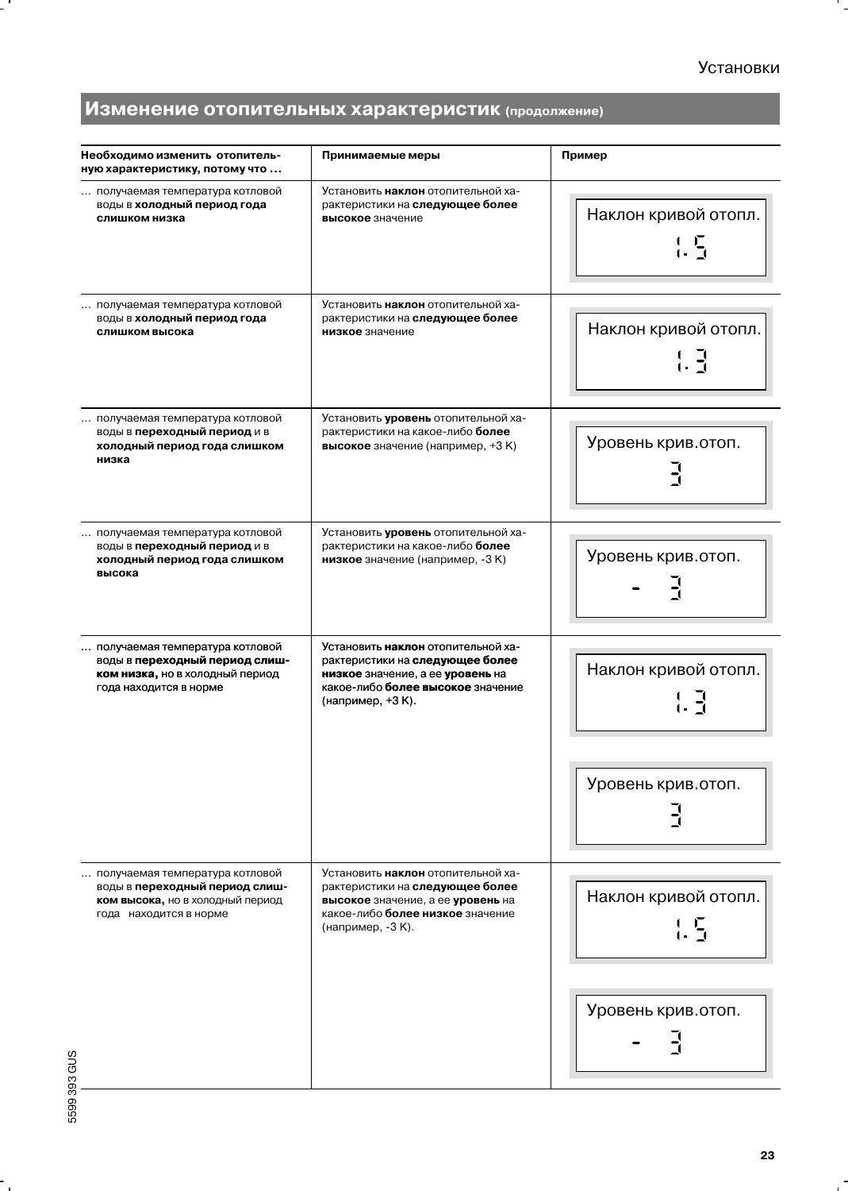## Изменение отопительных характеристик (продолжение)

| Необходимо изменить отопительную характеристику, потому что … | Принимаемые меры | Пример |
|---|---|---|
| … получаемая температура котловой воды в **холодный период года слишком низка** | Установить **наклон** отопительной характеристики на **следующее более высокое** значение | Наклон кривой отопл. 1.5 |
| … получаемая температура котловой воды в **холодный период года слишком высока** | Установить **наклон** отопительной характеристики на **следующее более низкое** значение | Наклон кривой отопл. 1.3 |
| … получаемая температура котловой воды в **переходный период** и в **холодный период года слишком низка** | Установить **уровень** отопительной характеристики на какое-либо **более высокое** значение (например, +3 K) | Уровень крив.отоп. 3 |
| … получаемая температура котловой воды в **переходный период** и в **холодный период года слишком высока** | Установить **уровень** отопительной характеристики на какое-либо **более низкое** значение (например, -3 K) | Уровень крив.отоп. - 3 |
| … получаемая температура котловой воды в **переходный период слишком низка,** но в холодный период года находится в норме | Установить **наклон** отопительной характеристики на **следующее более низкое** значение, а ее **уровень** на какое-либо **более высокое** значение (например, +3 K). | Наклон кривой отопл. 1.3<br>Уровень крив.отоп. 3 |
| … получаемая температура котловой воды в **переходный период слишком высока,** но в холодный период года находится в норме | Установить **наклон** отопительной характеристики на **следующее более высокое** значение, а ее **уровень** на какое-либо **более низкое** значение (например, -3 K). | Наклон кривой отопл. 1.5<br>Уровень крив.отоп. - 3 |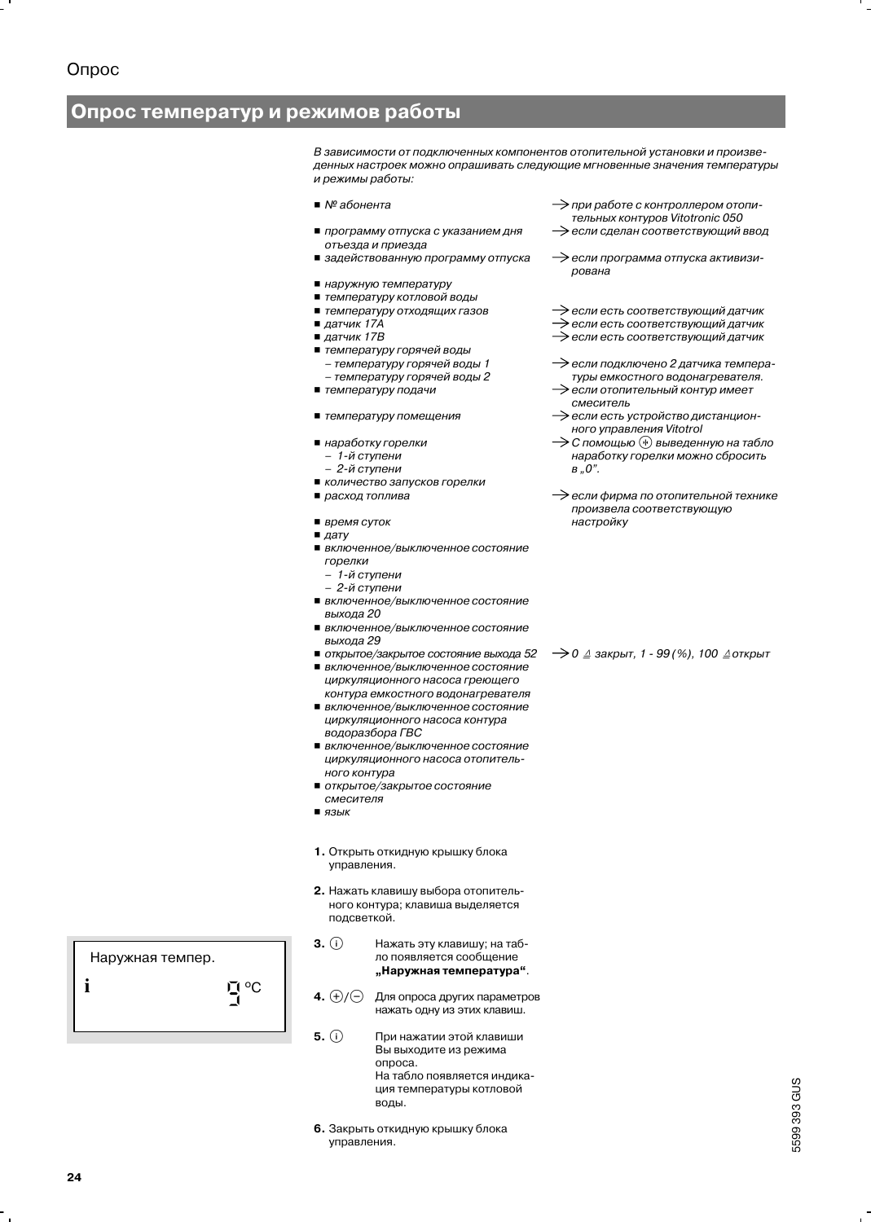## Опрос температур и режимов работы

*В зависимости от подключенных компонентов отопительной установки и произведенных настроек можно опрашивать следующие мгновенные значения температуры и режимы работы:*

- *№ абонента* → *при работе с контроллером отопительных контуров Vitotronic 050*
- *программу отпуска с указанием дня отъезда и приезда* → *если сделан соответствующий ввод*
- *задействованную программу отпуска* → *если программа отпуска активизирована*
- *наружную температуру*
- *температуру котловой воды*
- *температуру отходящих газов* → *если есть соответствующий датчик*
- *датчик 17A* → *если есть соответствующий датчик*
- *датчик 17B* → *если есть соответствующий датчик*
- *температуру горячей воды*
  - *температуру горячей воды 1* → *если подключено 2 датчика температуры емкостного водонагревателя.*
  - *температуру горячей воды 2*
- *температуру подачи* → *если отопительный контур имеет смеситель*
- *температуру помещения* → *если есть устройство дистанционного управления Vitotrol*
- *наработку горелки* → *С помощью ⊕ выведенную на табло наработку горелки можно сбросить в „0".*
  - *1-й ступени*
  - *2-й ступени*
- *количество запусков горелки*
- *расход топлива* → *если фирма по отопительной технике произвела соответствующую настройку*
- *время суток*
- *дату*
- *включенное/выключенное состояние горелки*
  - *1-й ступени*
  - *2-й ступени*
- *включенное/выключенное состояние выхода 20*
- *включенное/выключенное состояние выхода 29*
- *открытое/закрытое состояние выхода 52* → *0 ≙ закрыт, 1 - 99 (%), 100 ≙ открыт*
- *включенное/выключенное состояние циркуляционного насоса греющего контура емкостного водонагревателя*
- *включенное/выключенное состояние циркуляционного насоса контура водоразбора ГВС*
- *включенное/выключенное состояние циркуляционного насоса отопительного контура*
- *открытое/закрытое состояние смесителя*
- *язык*

**1.** Открыть откидную крышку блока управления.

**2.** Нажать клавишу выбора отопительного контура; клавиша выделяется подсветкой.

**3.** ⓘ Нажать эту клавишу; на табло появляется сообщение **„Наружная температура"**.

```
Наружная темпер.
i                 9 °C
```

**4.** ⊕/⊖ Для опроса других параметров нажать одну из этих клавиш.

**5.** ⓘ При нажатии этой клавиши Вы выходите из режима опроса. На табло появляется индикация температуры котловой воды.

**6.** Закрыть откидную крышку блока управления.

5599 393 GUS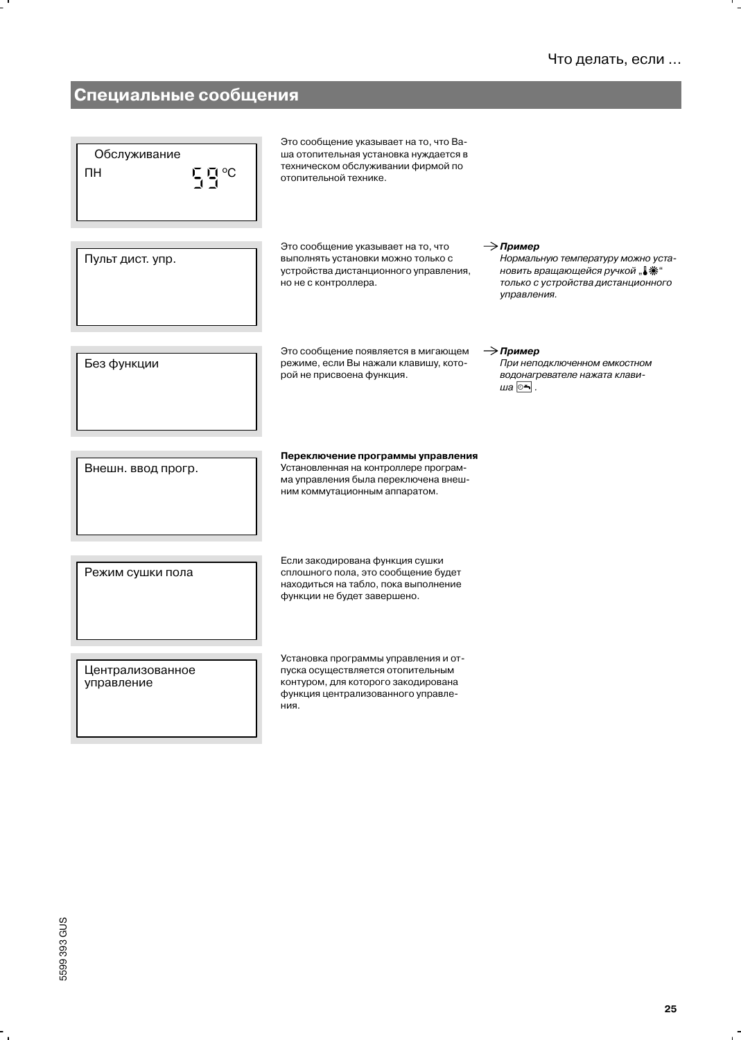## Специальные сообщения

| Сообщение на дисплее | Описание | Пример |
|---|---|---|
| Обслуживание ПН 59 °C | Это сообщение указывает на то, что Ваша отопительная установка нуждается в техническом обслуживании фирмой по отопительной технике. | |
| Пульт дист. упр. | Это сообщение указывает на то, что выполнять установки можно только с устройства дистанционного управления, но не с контроллера. | → ***Пример*** *Нормальную температуру можно установить вращающейся ручкой „🌡☀" только с устройства дистанционного управления.* |
| Без функции | Это сообщение появляется в мигающем режиме, если Вы нажали клавишу, которой не присвоена функция. | → ***Пример*** *При неподключенном емкостном водонагревателе нажата клавиша* ⏲. |
| Внешн. ввод прогр. | **Переключение программы управления** Установленная на контроллере программа управления была переключена внешним коммутационным аппаратом. | |
| Режим сушки пола | Если закодирована функция сушки сплошного пола, это сообщение будет находиться на табло, пока выполнение функции не будет завершено. | |
| Централизованное управление | Установка программы управления и отпуска осуществляется отопительным контуром, для которого закодирована функция централизованного управления. | |

5599 393 GUS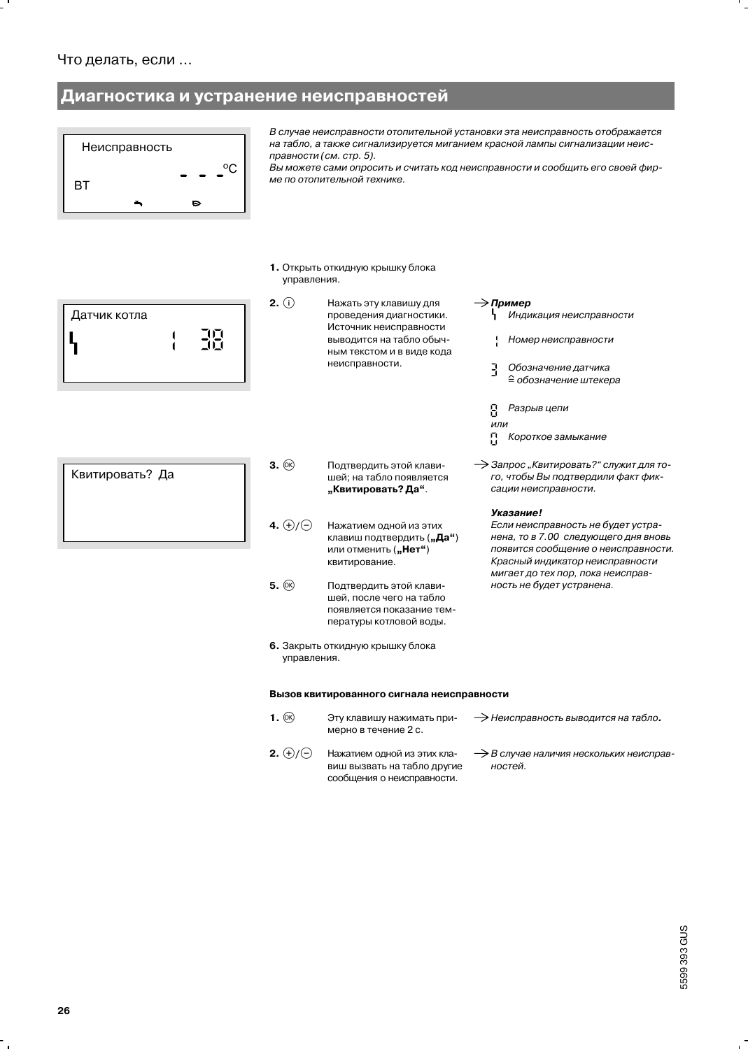Что делать, если ...

## Диагностика и устранение неисправностей

Неисправность

- - - °C

ВТ

*В случае неисправности отопительной установки эта неисправность отображается на табло, а также сигнализируется миганием красной лампы сигнализации неисправности (см. стр. 5).*
*Вы можете сами опросить и считать код неисправности и сообщить его своей фирме по отопительной технике.*

**1.** Открыть откидную крышку блока управления.

Датчик котла

4 1 38

**2.** ⓘ Нажать эту клавишу для проведения диагностики. Источник неисправности выводится на табло обычным текстом и в виде кода неисправности.

→ ***Пример***
*4 Индикация неисправности*
*1 Номер неисправности*
*3 Обозначение датчика ≙ обозначение штекера*
*8 Разрыв цепи*
*или*
*0 Короткое замыкание*

Квитировать? Да

**3.** Ⓞⓚ Подтвердить этой клавишей; на табло появляется **„Квитировать? Да“**.

→ *Запрос „Квитировать?“ служит для того, чтобы Вы подтвердили факт фиксации неисправности.*

**4.** ⊕/⊖ Нажатием одной из этих клавиш подтвердить (**„Да“**) или отменить (**„Нет“**) квитирование.

***Указание!***
*Если неисправность не будет устранена, то в 7.00 следующего дня вновь появится сообщение о неисправности. Красный индикатор неисправности мигает до тех пор, пока неисправность не будет устранена.*

**5.** Ⓞⓚ Подтвердить этой клавишей, после чего на табло появляется показание температуры котловой воды.

**6.** Закрыть откидную крышку блока управления.

**Вызов квитированного сигнала неисправности**

**1.** Ⓞⓚ Эту клавишу нажимать примерно в течение 2 с.

→ *Неисправность выводится на табло.*

**2.** ⊕/⊖ Нажатием одной из этих клавиш вызвать на табло другие сообщения о неисправности.

→ *В случае наличия нескольких неисправностей.*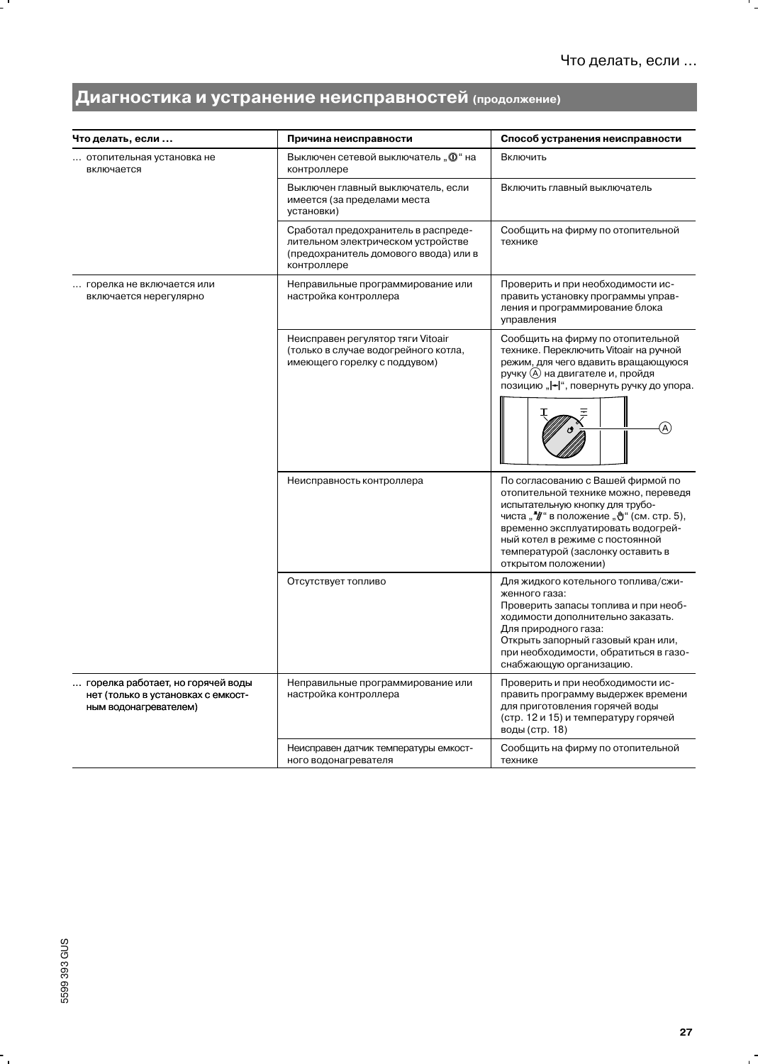## Диагностика и устранение неисправностей (продолжение)

| Что делать, если … | Причина неисправности | Способ устранения неисправности |
|---|---|---|
| … отопительная установка не включается | Выключен сетевой выключатель „⏼“ на контроллере | Включить |
| | Выключен главный выключатель, если имеется (за пределами места установки) | Включить главный выключатель |
| | Сработал предохранитель в распределительном электрическом устройстве (предохранитель домового ввода) или в контроллере | Сообщить на фирму по отопительной технике |
| … горелка не включается или включается нерегулярно | Неправильные программирование или настройка контроллера | Проверить и при необходимости исправить установку программы управления и программирование блока управления |
| | Неисправен регулятор тяги Vitoair (только в случае водогрейного котла, имеющего горелку с поддувом) | Сообщить на фирму по отопительной технике. Переключить Vitoair на ручной режим, для чего вдавить вращающуюся ручку Ⓐ на двигателе и, пройдя позицию „\|–\|“, повернуть ручку до упора. |
| | Неисправность контроллера | По согласованию с Вашей фирмой по отопительной технике можно, переведя испытательную кнопку для трубочиста „⚒“ в положение „✋“ (см. стр. 5), временно эксплуатировать водогрейный котел в режиме с постоянной температурой (заслонку оставить в открытом положении) |
| | Отсутствует топливо | Для жидкого котельного топлива/сжиженного газа:<br>Проверить запасы топлива и при необходимости дополнительно заказать.<br>Для природного газа:<br>Открыть запорный газовый кран или, при необходимости, обратиться в газоснабжающую организацию. |
| **… горелка работает, но горячей воды нет (только в установках с емкостным водонагревателем)** | Неправильные программирование или настройка контроллера | Проверить и при необходимости исправить программу выдержек времени для приготовления горячей воды (стр. 12 и 15) и температуру горячей воды (стр. 18) |
| | Неисправен датчик температуры емкостного водонагревателя | Сообщить на фирму по отопительной технике |

5599 393 GUS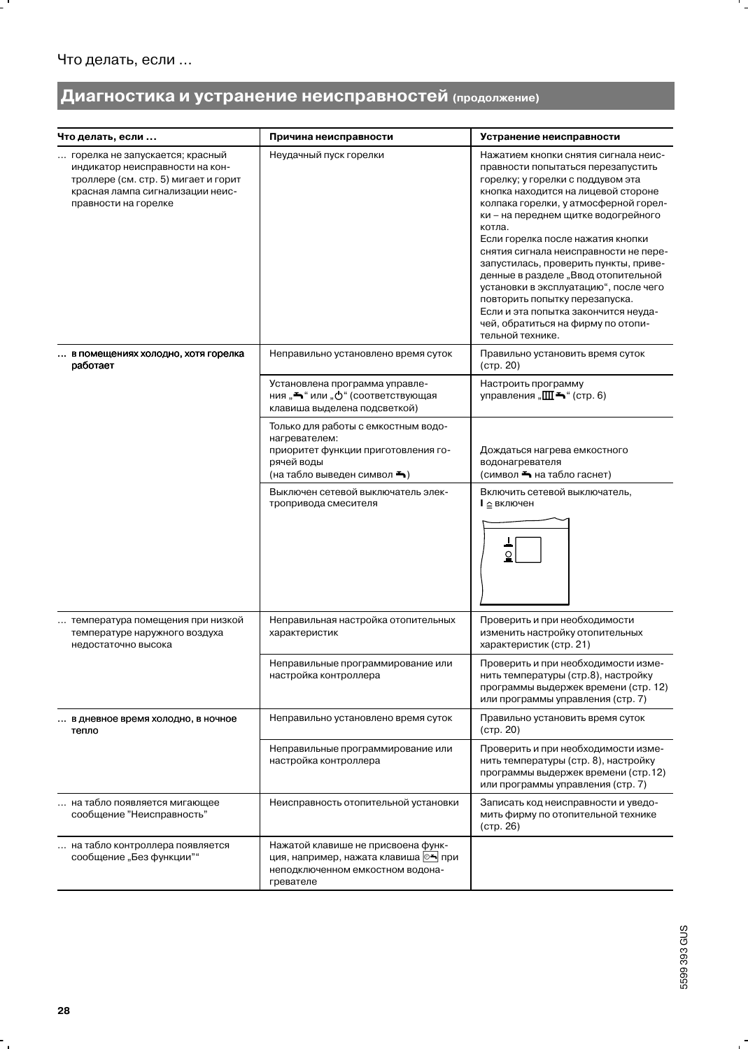Что делать, если …

## Диагностика и устранение неисправностей (продолжение)

| Что делать, если … | Причина неисправности | Устранение неисправности |
|---|---|---|
| … горелка не запускается; красный индикатор неисправности на контроллере (см. стр. 5) мигает и горит красная лампа сигнализации неисправности на горелке | Неудачный пуск горелки | Нажатием кнопки снятия сигнала неисправности попытаться перезапустить горелку; у горелки с поддувом эта кнопка находится на лицевой стороне колпака горелки, у атмосферной горелки – на переднем щитке водогрейного котла.<br>Если горелка после нажатия кнопки снятия сигнала неисправности не перезапустилась, проверить пункты, приведенные в разделе „Ввод отопительной установки в эксплуатацию", после чего повторить попытку перезапуска.<br>Если и эта попытка закончится неудачей, обратиться на фирму по отопительной технике. |
| **… в помещениях холодно, хотя горелка работает** | Неправильно установлено время суток | Правильно установить время суток (стр. 20) |
| | Установлена программа управления „🚰" или „⏻" (соответствующая клавиша выделена подсветкой) | Настроить программу управления „Ш🚰" (стр. 6) |
| | Только для работы с емкостным водонагревателем:<br>приоритет функции приготовления горячей воды<br>(на табло выведен символ 🚰) | Дождаться нагрева емкостного водонагревателя<br>(символ 🚰 на табло гаснет) |
| | Выключен сетевой выключатель электропривода смесителя | Включить сетевой выключатель,<br>I ≙ включен |
| … температура помещения при низкой температуре наружного воздуха недостаточно высока | Неправильная настройка отопительных характеристик | Проверить и при необходимости изменить настройку отопительных характеристик (стр. 21) |
| | Неправильные программирование или настройка контроллера | Проверить и при необходимости изменить температуры (стр.8), настройку программы выдержек времени (стр. 12) или программы управления (стр. 7) |
| **… в дневное время холодно, в ночное тепло** | Неправильно установлено время суток | Правильно установить время суток (стр. 20) |
| | Неправильные программирование или настройка контроллера | Проверить и при необходимости изменить температуры (стр. 8), настройку программы выдержек времени (стр.12) или программы управления (стр. 7) |
| … на табло появляется мигающее сообщение "Неисправность" | Неисправность отопительной установки | Записать код неисправности и уведомить фирму по отопительной технике (стр. 26) |
| … на табло контроллера появляется сообщение „Без функции"" | Нажатой клавише не присвоена функция, например, нажата клавиша ⊙🚰 при неподключенном емкостном водонагревателе | |

5599 393 GUS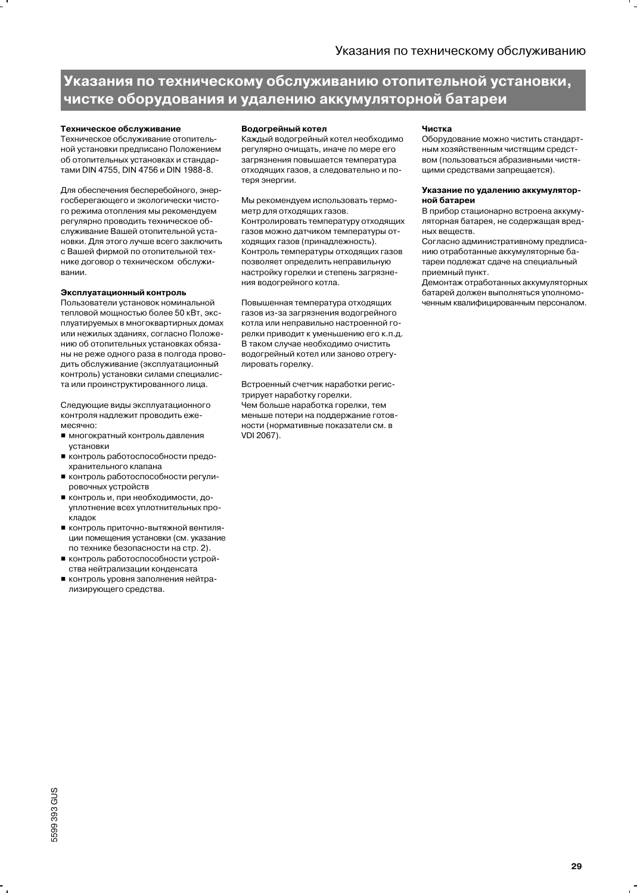# Указания по техническому обслуживанию отопительной установки, чистке оборудования и удалению аккумуляторной батареи

**Техническое обслуживание**
Техническое обслуживание отопительной установки предписано Положением об отопительных установках и стандартами DIN 4755, DIN 4756 и DIN 1988-8.

Для обеспечения бесперебойного, энергосберегающего и экологически чистого режима отопления мы рекомендуем регулярно проводить техническое обслуживание Вашей отопительной установки. Для этого лучше всего заключить с Вашей фирмой по отопительной технике договор о техническом обслуживании.

**Эксплуатационный контроль**
Пользователи установок номинальной тепловой мощностью более 50 кВт, эксплуатируемых в многоквартирных домах или нежилых зданиях, согласно Положению об отопительных установках обязаны не реже одного раза в полгода проводить обслуживание (эксплуатационный контроль) установки силами специалиста или проинструктированного лица.

Следующие виды эксплуатационного контроля надлежит проводить ежемесячно:

- многократный контроль давления установки
- контроль работоспособности предохранительного клапана
- контроль работоспособности регулировочных устройств
- контроль и, при необходимости, доуплотнение всех уплотнительных прокладок
- контроль приточно-вытяжной вентиляции помещения установки (см. указание по технике безопасности на стр. 2).
- контроль работоспособности устройства нейтрализации конденсата
- контроль уровня заполнения нейтрализирующего средства.

**Водогрейный котел**
Каждый водогрейный котел необходимо регулярно очищать, иначе по мере его загрязнения повышается температура отходящих газов, а следовательно и потеря энергии.

Мы рекомендуем использовать термометр для отходящих газов.
Контролировать температуру отходящих газов можно датчиком температуры отходящих газов (принадлежность).
Контроль температуры отходящих газов позволяет определить неправильную настройку горелки и степень загрязнения водогрейного котла.

Повышенная температура отходящих газов из-за загрязнения водогрейного котла или неправильно настроенной горелки приводит к уменьшению его к.п.д. В таком случае необходимо очистить водогрейный котел или заново отрегулировать горелку.

Встроенный счетчик наработки регистрирует наработку горелки.
Чем больше наработка горелки, тем меньше потери на поддержание готовности (нормативные показатели см. в VDI 2067).

**Чистка**
Оборудование можно чистить стандартным хозяйственным чистящим средством (пользоваться абразивными чистящими средствами запрещается).

**Указание по удалению аккумуляторной батареи**
В прибор стационарно встроена аккумуляторная батарея, не содержащая вредных веществ.
Согласно административному предписанию отработанные аккумуляторные батареи подлежат сдаче на специальный приемный пункт.
Демонтаж отработанных аккумуляторных батарей должен выполняться уполномоченным квалифицированным персоналом.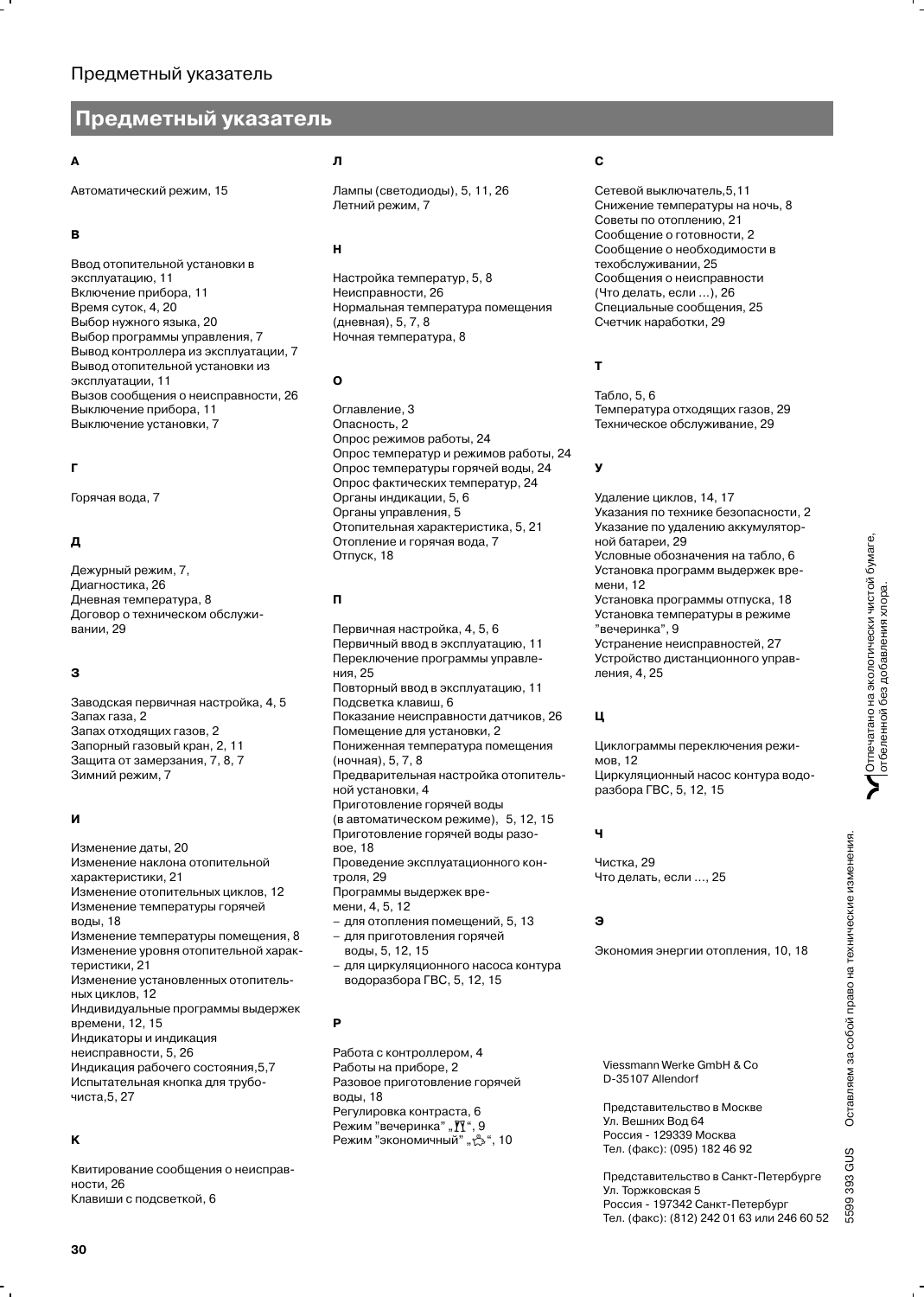# Предметный указатель

### А

Автоматический режим, 15

### В

Ввод отопительной установки в эксплуатацию, 11
Включение прибора, 11
Время суток, 4, 20
Выбор нужного языка, 20
Выбор программы управления, 7
Вывод контроллера из эксплуатации, 7
Вывод отопительной установки из эксплуатации, 11
Вызов сообщения о неисправности, 26
Выключение прибора, 11
Выключение установки, 7

### Г

Горячая вода, 7

### Д

Дежурный режим, 7,
Диагностика, 26
Дневная температура, 8
Договор о техническом обслуживании, 29

### З

Заводская первичная настройка, 4, 5
Запах газа, 2
Запах отходящих газов, 2
Запорный газовый кран, 2, 11
Защита от замерзания, 7, 8, 7
Зимний режим, 7

### И

Изменение даты, 20
Изменение наклона отопительной характеристики, 21
Изменение отопительных циклов, 12
Изменение температуры горячей воды, 18
Изменение температуры помещения, 8
Изменение уровня отопительной характеристики, 21
Изменение установленных отопительных циклов, 12
Индивидуальные программы выдержек времени, 12, 15
Индикаторы и индикация неисправности, 5, 26
Индикация рабочего состояния,5,7
Испытательная кнопка для трубочиста,5, 27

### К

Квитирование сообщения о неисправности, 26
Клавиши с подсветкой, 6

### Л

Лампы (светодиоды), 5, 11, 26
Летний режим, 7

### Н

Настройка температур, 5, 8
Неисправности, 26
Нормальная температура помещения (дневная), 5, 7, 8
Ночная температура, 8

### О

Оглавление, 3
Опасность, 2
Опрос режимов работы, 24
Опрос температур и режимов работы, 24
Опрос температуры горячей воды, 24
Опрос фактических температур, 24
Органы индикации, 5, 6
Органы управления, 5
Отопительная характеристика, 5, 21
Отопление и горячая вода, 7
Отпуск, 18

### П

Первичная настройка, 4, 5, 6
Первичный ввод в эксплуатацию, 11
Переключение программы управления, 25
Повторный ввод в эксплуатацию, 11
Подсветка клавиш, 6
Показание неисправности датчиков, 26
Помещение для установки, 2
Пониженная температура помещения (ночная), 5, 7, 8
Предварительная настройка отопительной установки, 4
Приготовление горячей воды (в автоматическом режиме), 5, 12, 15
Приготовление горячей воды разовое, 18
Проведение эксплуатационного контроля, 29
Программы выдержек времени, 4, 5, 12
- для отопления помещений, 5, 13
- для приготовления горячей воды, 5, 12, 15
- для циркуляционного насоса контура водоразбора ГВС, 5, 12, 15

### Р

Работа с контроллером, 4
Работы на приборе, 2
Разовое приготовление горячей воды, 18
Регулировка контраста, 6
Режим "вечеринка" „🍸", 9
Режим "экономичный" „♲", 10

### С

Сетевой выключатель,5,11
Снижение температуры на ночь, 8
Советы по отоплению, 21
Сообщение о готовности, 2
Сообщение о необходимости в техобслуживании, 25
Сообщения о неисправности (Что делать, если ...), 26
Специальные сообщения, 25
Счетчик наработки, 29

### Т

Табло, 5, 6
Температура отходящих газов, 29
Техническое обслуживание, 29

### У

Удаление циклов, 14, 17
Указания по технике безопасности, 2
Указание по удалению аккумуляторной батареи, 29
Условные обозначения на табло, 6
Установка программ выдержек времени, 12
Установка программы отпуска, 18
Установка температуры в режиме "вечеринка", 9
Устранение неисправностей, 27
Устройство дистанционного управления, 4, 25

### Ц

Циклограммы переключения режимов, 12
Циркуляционный насос контура водоразбора ГВС, 5, 12, 15

### Ч

Чистка, 29
Что делать, если ..., 25

### Э

Экономия энергии отопления, 10, 18

Viessmann Werke GmbH & Co
D-35107 Allendorf

Представительство в Москве
Ул. Вешних Вод 64
Россия - 129339 Москва
Тел. (факс): (095) 182 46 92

Представительство в Санкт-Петербурге
Ул. Торжковская 5
Россия - 197342 Санкт-Петербург
Тел. (факс): (812) 242 01 63 или 246 60 52

Отпечатано на экологически чистой бумаге, отбеленной без добавления хлора.

Оставляем за собой право на технические изменения.

5599 393 GUS